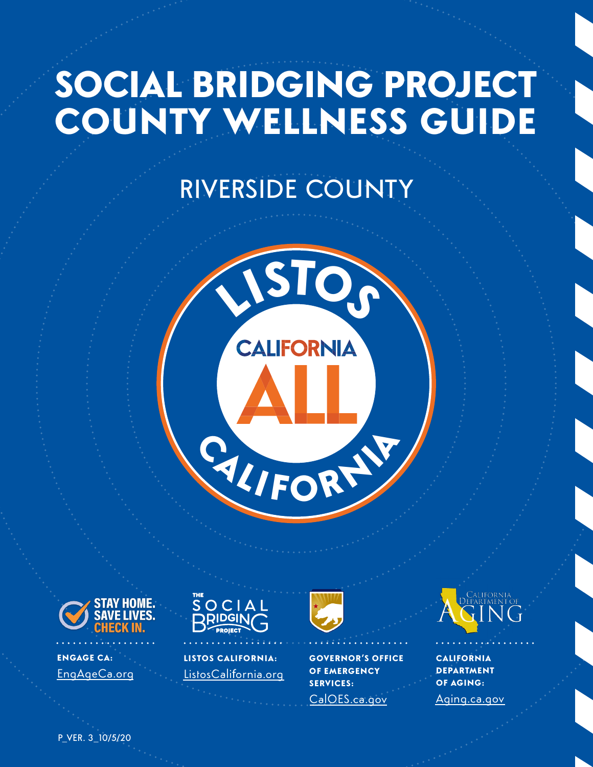# SOCIAL BRIDGING PROJECT COUNTY WELLNESS GUIDE

## RIVERSIDE COUNTY

LISTOS CALIFORNIA

CALIFORNIA FOR ALL

STAY HOME. SAVE LIVES. CHECK IN.

**ENGAGE CA:**
EngAgeCa.org

THE SOCIAL BRIDGING PROJECT

**LISTOS CALIFORNIA:**
ListosCalifornia.org

**GOVERNOR'S OFFICE OF EMERGENCY SERVICES:**
CalOES.ca.gov

California Department of Aging

**CALIFORNIA DEPARTMENT OF AGING:**
Aging.ca.gov

P_VER. 3_10/5/20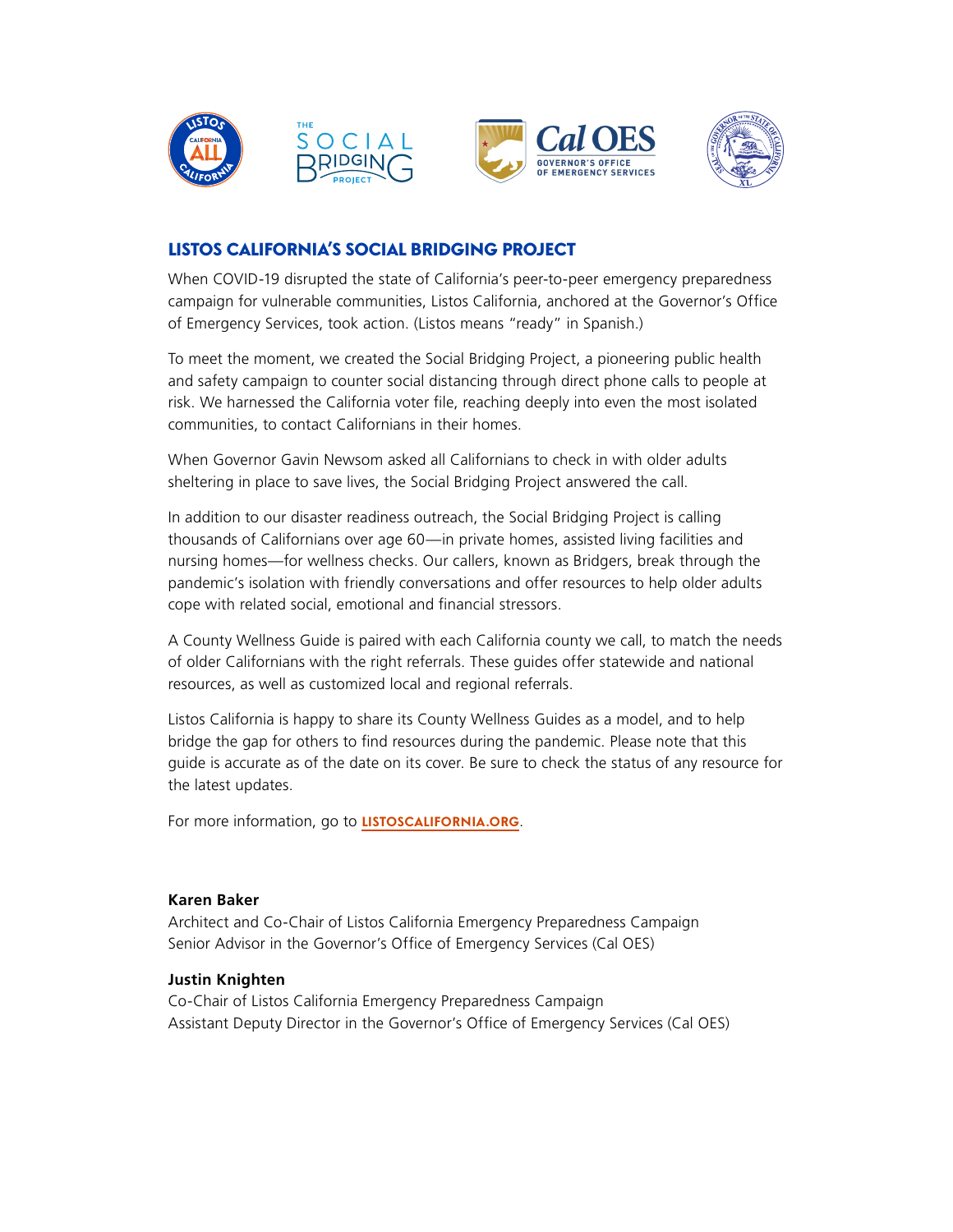## LISTOS CALIFORNIA'S SOCIAL BRIDGING PROJECT

When COVID-19 disrupted the state of California's peer-to-peer emergency preparedness campaign for vulnerable communities, Listos California, anchored at the Governor's Office of Emergency Services, took action. (Listos means "ready" in Spanish.)

To meet the moment, we created the Social Bridging Project, a pioneering public health and safety campaign to counter social distancing through direct phone calls to people at risk. We harnessed the California voter file, reaching deeply into even the most isolated communities, to contact Californians in their homes.

When Governor Gavin Newsom asked all Californians to check in with older adults sheltering in place to save lives, the Social Bridging Project answered the call.

In addition to our disaster readiness outreach, the Social Bridging Project is calling thousands of Californians over age 60—in private homes, assisted living facilities and nursing homes—for wellness checks. Our callers, known as Bridgers, break through the pandemic's isolation with friendly conversations and offer resources to help older adults cope with related social, emotional and financial stressors.

A County Wellness Guide is paired with each California county we call, to match the needs of older Californians with the right referrals. These guides offer statewide and national resources, as well as customized local and regional referrals.

Listos California is happy to share its County Wellness Guides as a model, and to help bridge the gap for others to find resources during the pandemic. Please note that this guide is accurate as of the date on its cover. Be sure to check the status of any resource for the latest updates.

For more information, go to **LISTOSCALIFORNIA.ORG**.

**Karen Baker**
Architect and Co-Chair of Listos California Emergency Preparedness Campaign
Senior Advisor in the Governor's Office of Emergency Services (Cal OES)

**Justin Knighten**
Co-Chair of Listos California Emergency Preparedness Campaign
Assistant Deputy Director in the Governor's Office of Emergency Services (Cal OES)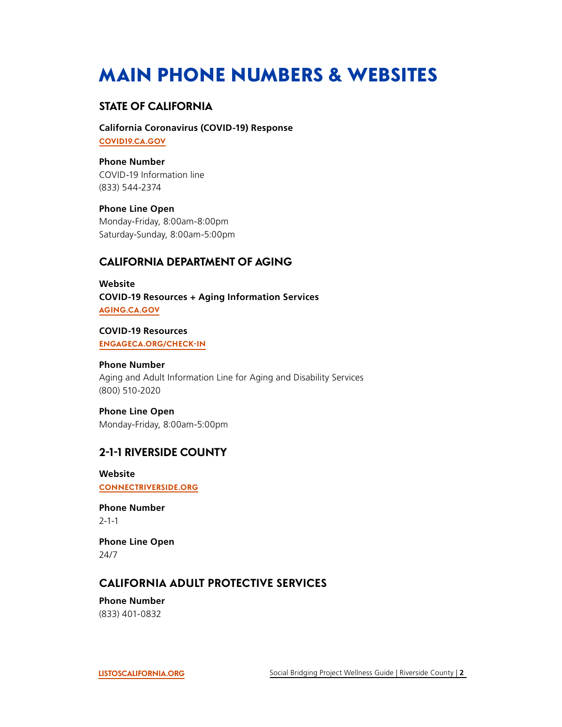# MAIN PHONE NUMBERS & WEBSITES

## STATE OF CALIFORNIA

**California Coronavirus (COVID-19) Response**
COVID19.CA.GOV

**Phone Number**
COVID-19 Information line
(833) 544-2374

**Phone Line Open**
Monday-Friday, 8:00am-8:00pm
Saturday-Sunday, 8:00am-5:00pm

## CALIFORNIA DEPARTMENT OF AGING

**Website**
**COVID-19 Resources + Aging Information Services**
AGING.CA.GOV

**COVID-19 Resources**
ENGAGECA.ORG/CHECK-IN

**Phone Number**
Aging and Adult Information Line for Aging and Disability Services
(800) 510-2020

**Phone Line Open**
Monday-Friday, 8:00am-5:00pm

## 2-1-1 RIVERSIDE COUNTY

**Website**
CONNECTRIVERSIDE.ORG

**Phone Number**
2-1-1

**Phone Line Open**
24/7

## CALIFORNIA ADULT PROTECTIVE SERVICES

**Phone Number**
(833) 401-0832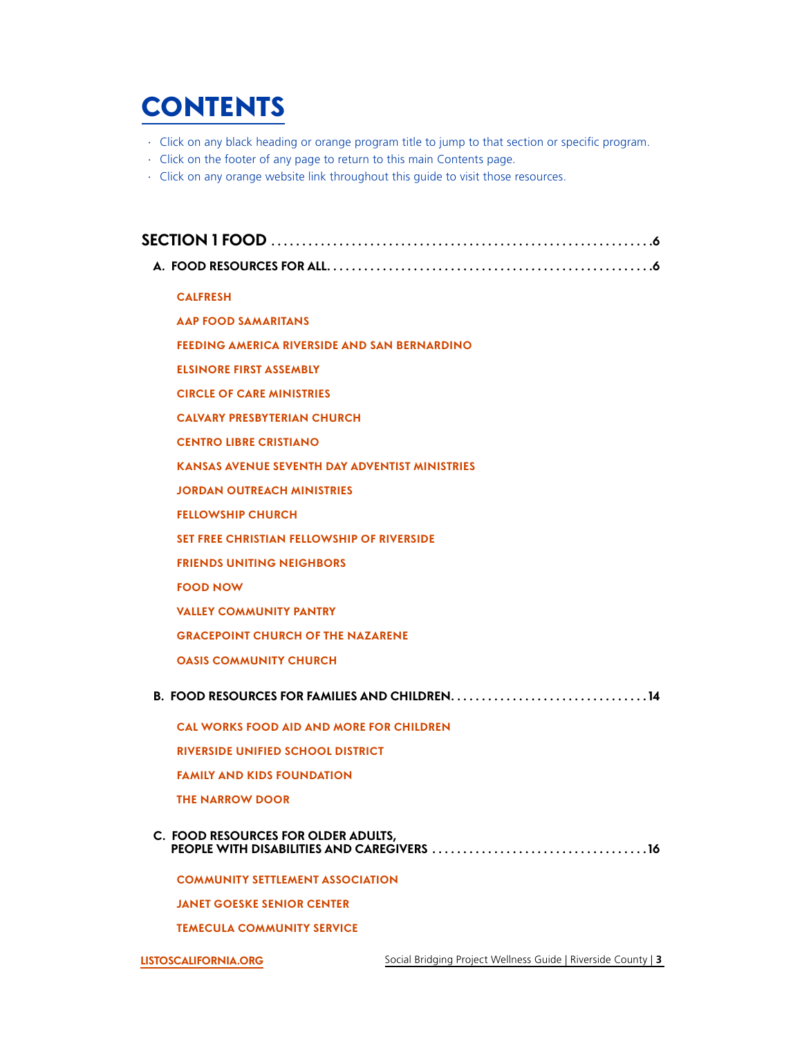# CONTENTS

- Click on any black heading or orange program title to jump to that section or specific program.
- Click on the footer of any page to return to this main Contents page.
- Click on any orange website link throughout this guide to visit those resources.

**SECTION 1 FOOD** .......... 6

**A. FOOD RESOURCES FOR ALL** .......... 6

- CALFRESH
- AAP FOOD SAMARITANS
- FEEDING AMERICA RIVERSIDE AND SAN BERNARDINO
- ELSINORE FIRST ASSEMBLY
- CIRCLE OF CARE MINISTRIES
- CALVARY PRESBYTERIAN CHURCH
- CENTRO LIBRE CRISTIANO
- KANSAS AVENUE SEVENTH DAY ADVENTIST MINISTRIES
- JORDAN OUTREACH MINISTRIES
- FELLOWSHIP CHURCH
- SET FREE CHRISTIAN FELLOWSHIP OF RIVERSIDE
- FRIENDS UNITING NEIGHBORS
- FOOD NOW
- VALLEY COMMUNITY PANTRY
- GRACEPOINT CHURCH OF THE NAZARENE
- OASIS COMMUNITY CHURCH

**B. FOOD RESOURCES FOR FAMILIES AND CHILDREN** .......... 14

- CAL WORKS FOOD AID AND MORE FOR CHILDREN
- RIVERSIDE UNIFIED SCHOOL DISTRICT
- FAMILY AND KIDS FOUNDATION
- THE NARROW DOOR

**C. FOOD RESOURCES FOR OLDER ADULTS, PEOPLE WITH DISABILITIES AND CAREGIVERS** .......... 16

- COMMUNITY SETTLEMENT ASSOCIATION
- JANET GOESKE SENIOR CENTER
- TEMECULA COMMUNITY SERVICE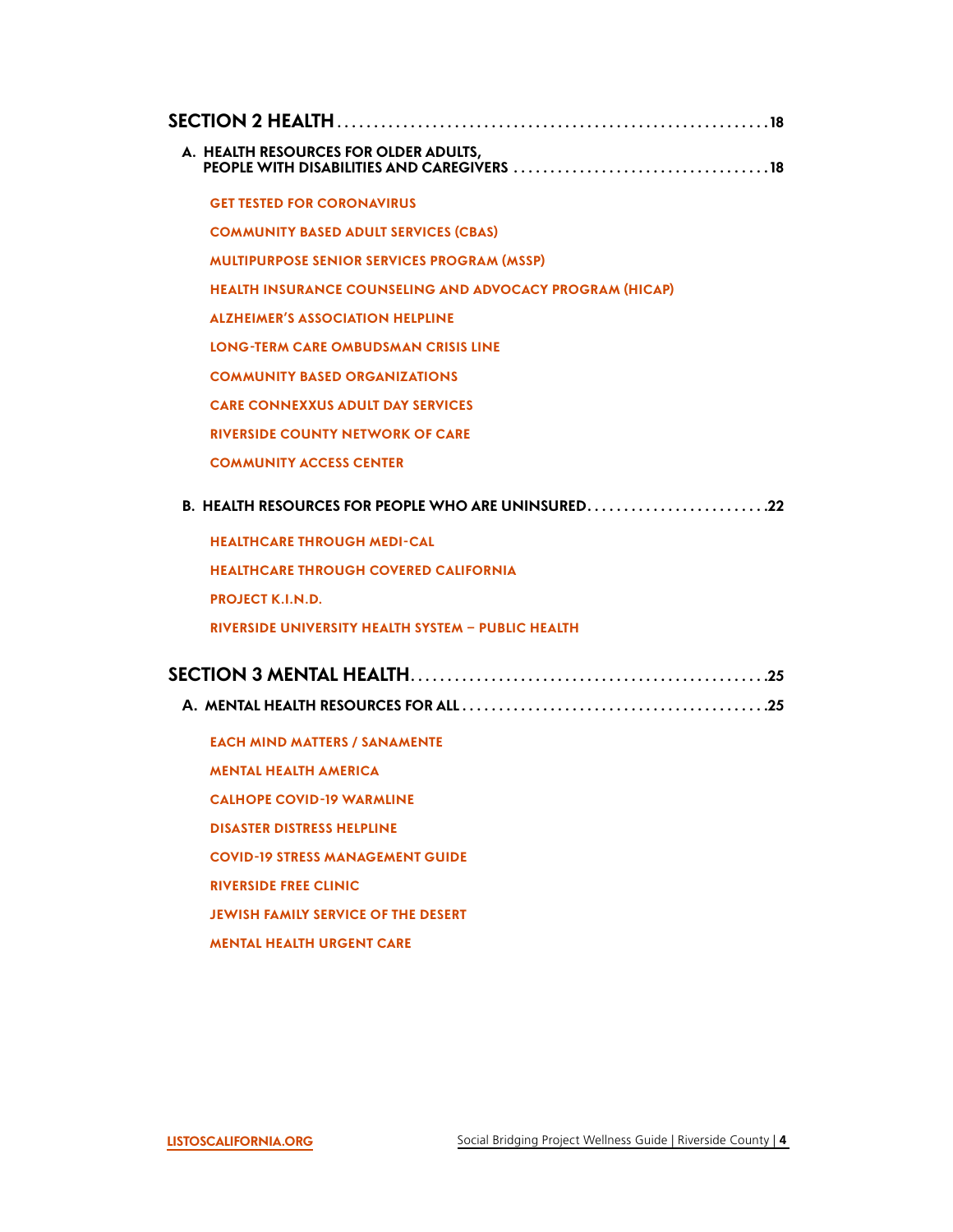## SECTION 2 HEALTH ..... 18

### A. HEALTH RESOURCES FOR OLDER ADULTS, PEOPLE WITH DISABILITIES AND CAREGIVERS ..... 18

- GET TESTED FOR CORONAVIRUS
- COMMUNITY BASED ADULT SERVICES (CBAS)
- MULTIPURPOSE SENIOR SERVICES PROGRAM (MSSP)
- HEALTH INSURANCE COUNSELING AND ADVOCACY PROGRAM (HICAP)
- ALZHEIMER'S ASSOCIATION HELPLINE
- LONG-TERM CARE OMBUDSMAN CRISIS LINE
- COMMUNITY BASED ORGANIZATIONS
- CARE CONNEXXUS ADULT DAY SERVICES
- RIVERSIDE COUNTY NETWORK OF CARE
- COMMUNITY ACCESS CENTER

### B. HEALTH RESOURCES FOR PEOPLE WHO ARE UNINSURED ..... 22

- HEALTHCARE THROUGH MEDI-CAL
- HEALTHCARE THROUGH COVERED CALIFORNIA
- PROJECT K.I.N.D.
- RIVERSIDE UNIVERSITY HEALTH SYSTEM – PUBLIC HEALTH

## SECTION 3 MENTAL HEALTH ..... 25

### A. MENTAL HEALTH RESOURCES FOR ALL ..... 25

- EACH MIND MATTERS / SANAMENTE
- MENTAL HEALTH AMERICA
- CALHOPE COVID-19 WARMLINE
- DISASTER DISTRESS HELPLINE
- COVID-19 STRESS MANAGEMENT GUIDE
- RIVERSIDE FREE CLINIC
- JEWISH FAMILY SERVICE OF THE DESERT
- MENTAL HEALTH URGENT CARE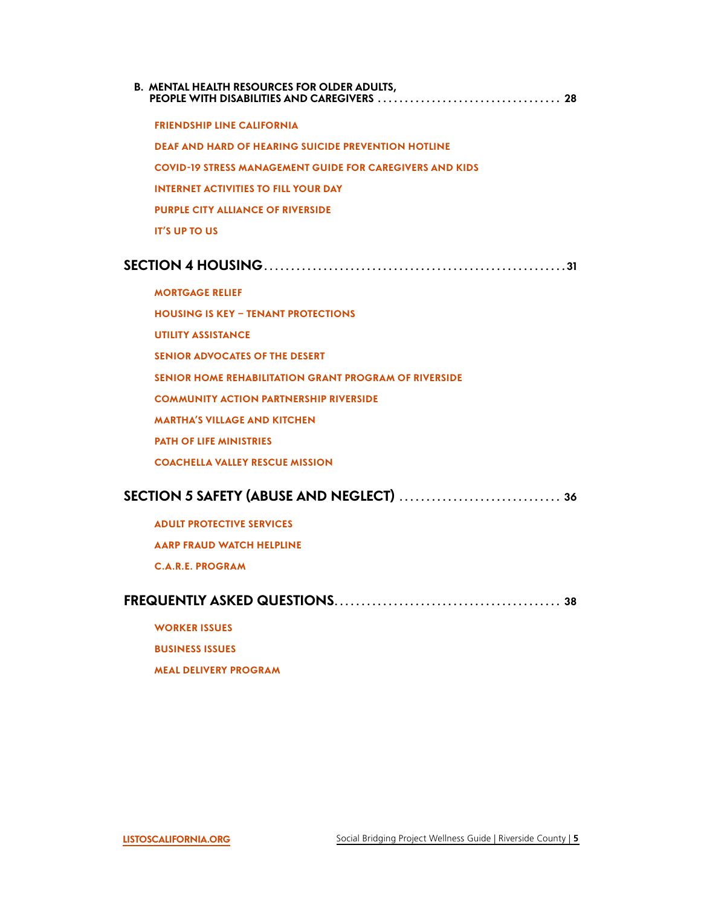B. MENTAL HEALTH RESOURCES FOR OLDER ADULTS, PEOPLE WITH DISABILITIES AND CAREGIVERS .................................. 28

- FRIENDSHIP LINE CALIFORNIA
- DEAF AND HARD OF HEARING SUICIDE PREVENTION HOTLINE
- COVID-19 STRESS MANAGEMENT GUIDE FOR CAREGIVERS AND KIDS
- INTERNET ACTIVITIES TO FILL YOUR DAY
- PURPLE CITY ALLIANCE OF RIVERSIDE
- IT'S UP TO US

## SECTION 4 HOUSING ........................................................31

- MORTGAGE RELIEF
- HOUSING IS KEY – TENANT PROTECTIONS
- UTILITY ASSISTANCE
- SENIOR ADVOCATES OF THE DESERT
- SENIOR HOME REHABILITATION GRANT PROGRAM OF RIVERSIDE
- COMMUNITY ACTION PARTNERSHIP RIVERSIDE
- MARTHA'S VILLAGE AND KITCHEN
- PATH OF LIFE MINISTRIES
- COACHELLA VALLEY RESCUE MISSION

## SECTION 5 SAFETY (ABUSE AND NEGLECT) .............................. 36

- ADULT PROTECTIVE SERVICES
- AARP FRAUD WATCH HELPLINE
- C.A.R.E. PROGRAM

## FREQUENTLY ASKED QUESTIONS.......................................... 38

- WORKER ISSUES
- BUSINESS ISSUES
- MEAL DELIVERY PROGRAM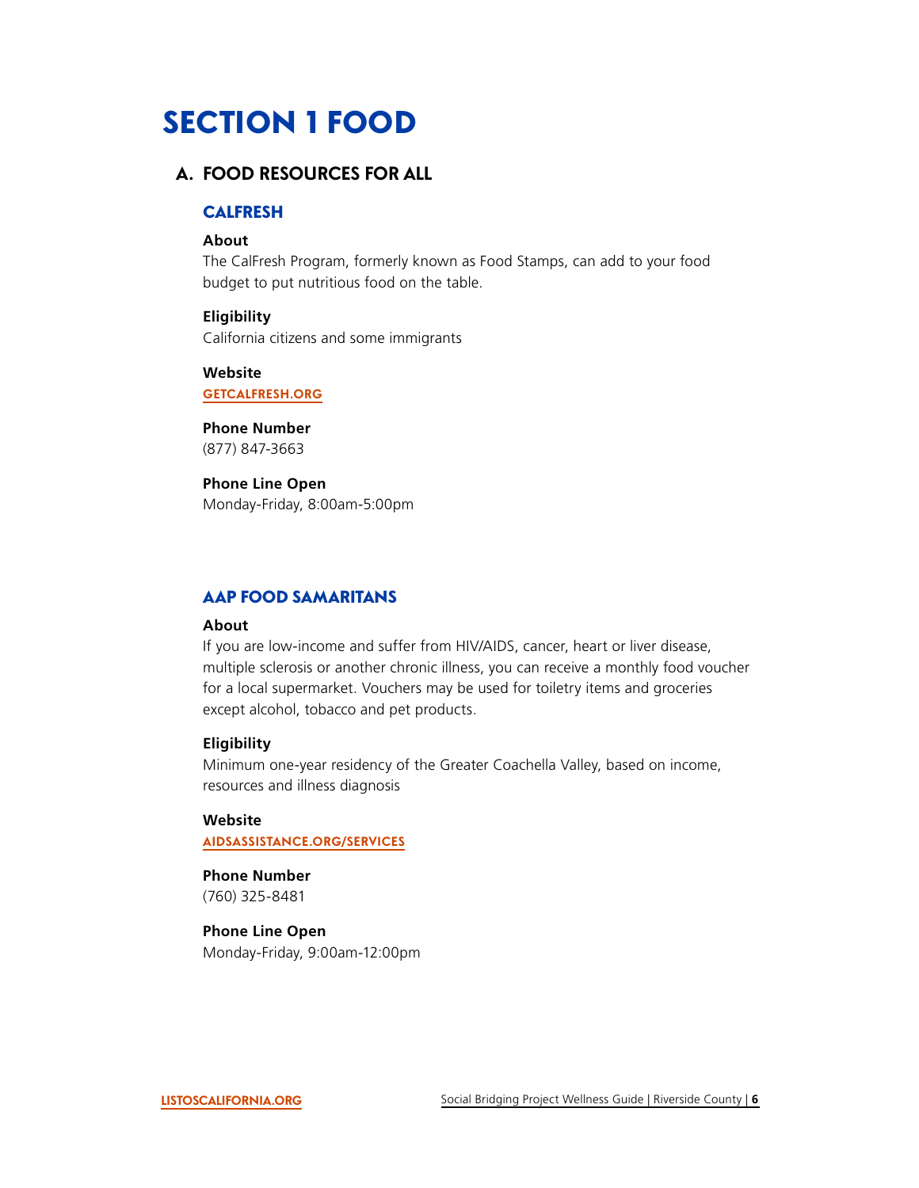# SECTION 1 FOOD

## A. FOOD RESOURCES FOR ALL

### CALFRESH

**About**

The CalFresh Program, formerly known as Food Stamps, can add to your food budget to put nutritious food on the table.

**Eligibility**

California citizens and some immigrants

**Website**

GETCALFRESH.ORG

**Phone Number**

(877) 847-3663

**Phone Line Open**

Monday-Friday, 8:00am-5:00pm

### AAP FOOD SAMARITANS

**About**

If you are low-income and suffer from HIV/AIDS, cancer, heart or liver disease, multiple sclerosis or another chronic illness, you can receive a monthly food voucher for a local supermarket. Vouchers may be used for toiletry items and groceries except alcohol, tobacco and pet products.

**Eligibility**

Minimum one-year residency of the Greater Coachella Valley, based on income, resources and illness diagnosis

**Website**

AIDSASSISTANCE.ORG/SERVICES

**Phone Number**

(760) 325-8481

**Phone Line Open**

Monday-Friday, 9:00am-12:00pm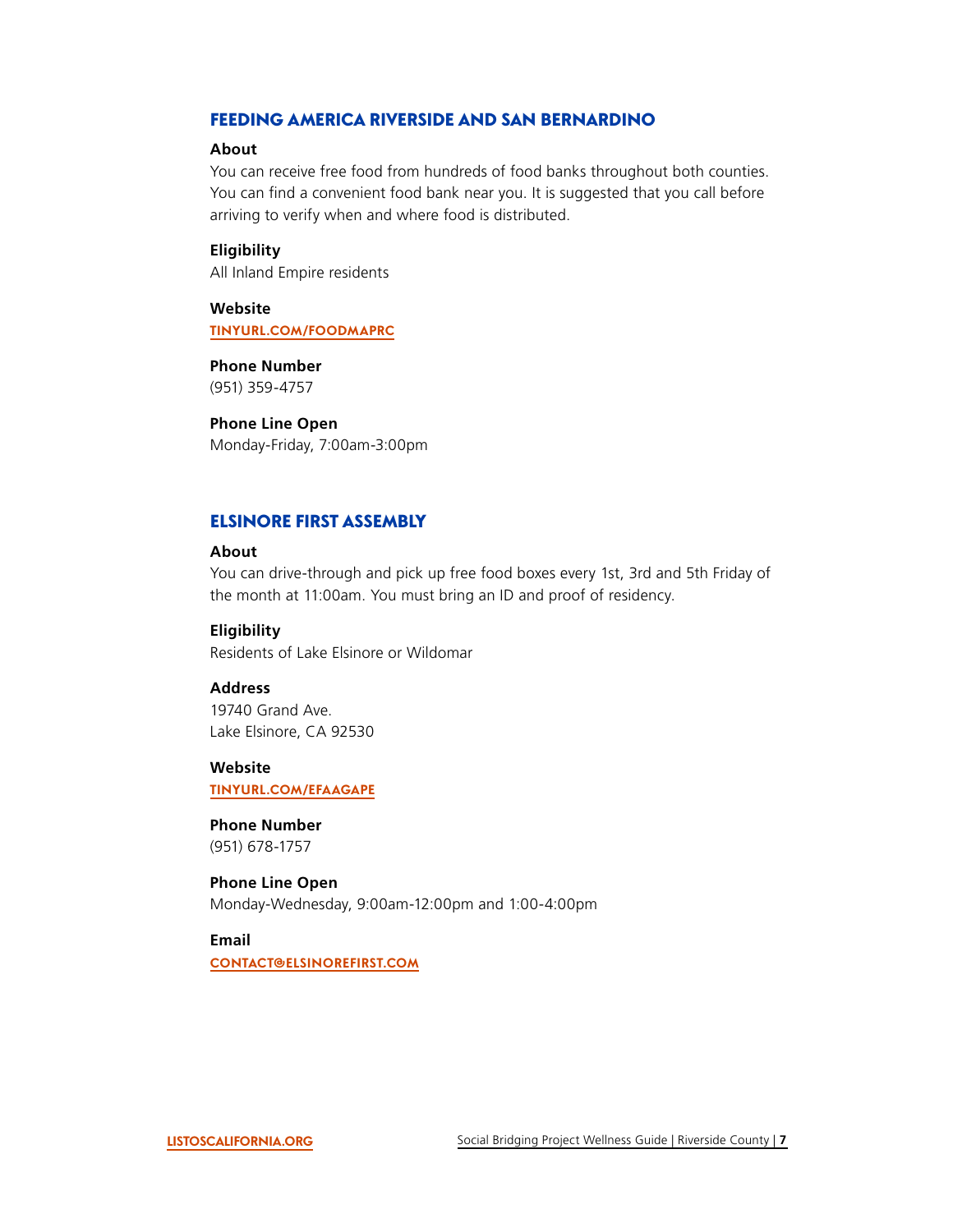## FEEDING AMERICA RIVERSIDE AND SAN BERNARDINO

**About**

You can receive free food from hundreds of food banks throughout both counties. You can find a convenient food bank near you. It is suggested that you call before arriving to verify when and where food is distributed.

**Eligibility**

All Inland Empire residents

**Website**

TINYURL.COM/FOODMAPRC

**Phone Number**

(951) 359-4757

**Phone Line Open**

Monday-Friday, 7:00am-3:00pm

## ELSINORE FIRST ASSEMBLY

**About**

You can drive-through and pick up free food boxes every 1st, 3rd and 5th Friday of the month at 11:00am. You must bring an ID and proof of residency.

**Eligibility**

Residents of Lake Elsinore or Wildomar

**Address**

19740 Grand Ave.
Lake Elsinore, CA 92530

**Website**

TINYURL.COM/EFAAGAPE

**Phone Number**

(951) 678-1757

**Phone Line Open**

Monday-Wednesday, 9:00am-12:00pm and 1:00-4:00pm

**Email**

CONTACT@ELSINOREFIRST.COM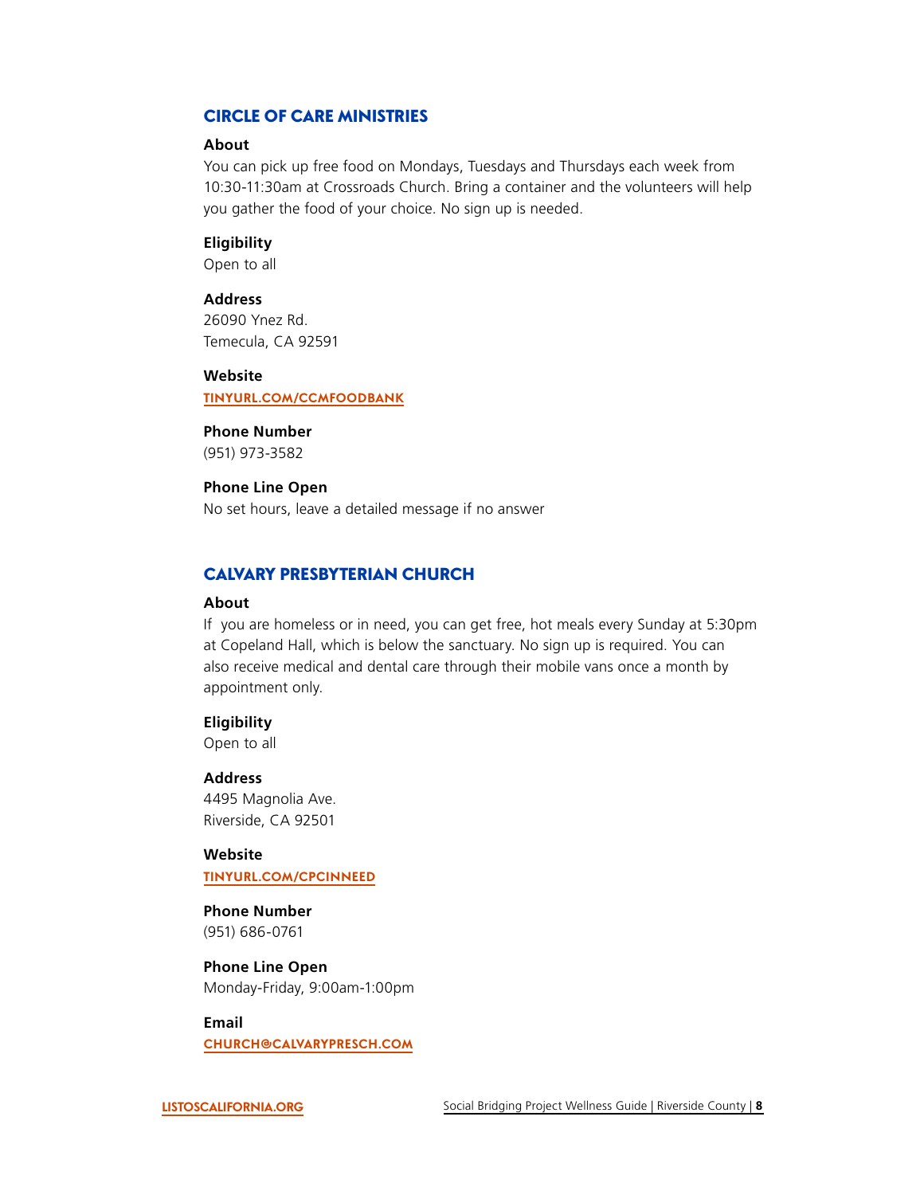## CIRCLE OF CARE MINISTRIES

**About**

You can pick up free food on Mondays, Tuesdays and Thursdays each week from 10:30-11:30am at Crossroads Church. Bring a container and the volunteers will help you gather the food of your choice. No sign up is needed.

**Eligibility**

Open to all

**Address**

26090 Ynez Rd.
Temecula, CA 92591

**Website**

TINYURL.COM/CCMFOODBANK

**Phone Number**

(951) 973-3582

**Phone Line Open**

No set hours, leave a detailed message if no answer

## CALVARY PRESBYTERIAN CHURCH

**About**

If you are homeless or in need, you can get free, hot meals every Sunday at 5:30pm at Copeland Hall, which is below the sanctuary. No sign up is required. You can also receive medical and dental care through their mobile vans once a month by appointment only.

**Eligibility**

Open to all

**Address**

4495 Magnolia Ave.
Riverside, CA 92501

**Website**

TINYURL.COM/CPCINNEED

**Phone Number**

(951) 686-0761

**Phone Line Open**

Monday-Friday, 9:00am-1:00pm

**Email**

CHURCH@CALVARYPRESCH.COM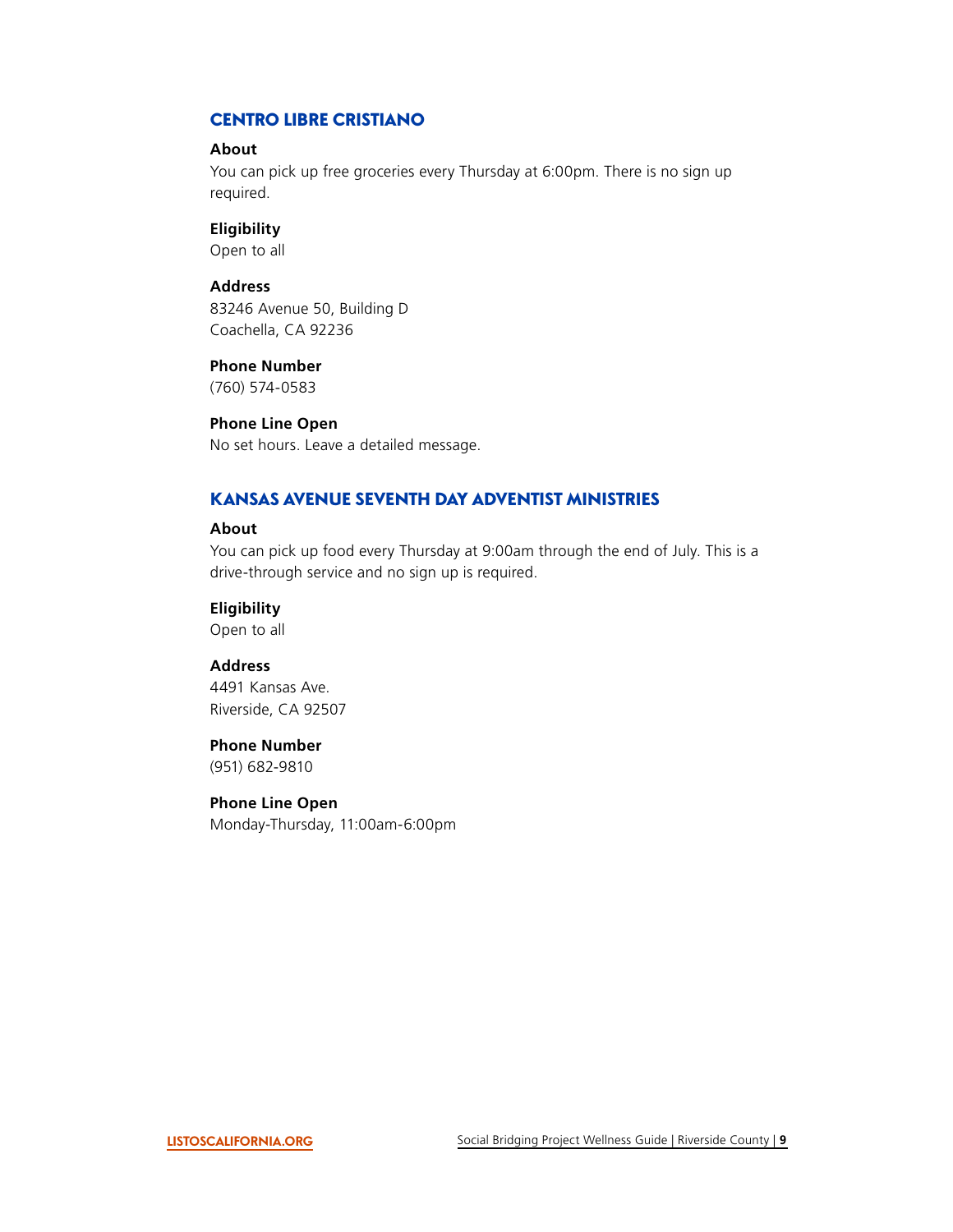## CENTRO LIBRE CRISTIANO

**About**
You can pick up free groceries every Thursday at 6:00pm. There is no sign up required.

**Eligibility**
Open to all

**Address**
83246 Avenue 50, Building D
Coachella, CA 92236

**Phone Number**
(760) 574-0583

**Phone Line Open**
No set hours. Leave a detailed message.

## KANSAS AVENUE SEVENTH DAY ADVENTIST MINISTRIES

**About**
You can pick up food every Thursday at 9:00am through the end of July. This is a drive-through service and no sign up is required.

**Eligibility**
Open to all

**Address**
4491 Kansas Ave.
Riverside, CA 92507

**Phone Number**
(951) 682-9810

**Phone Line Open**
Monday-Thursday, 11:00am-6:00pm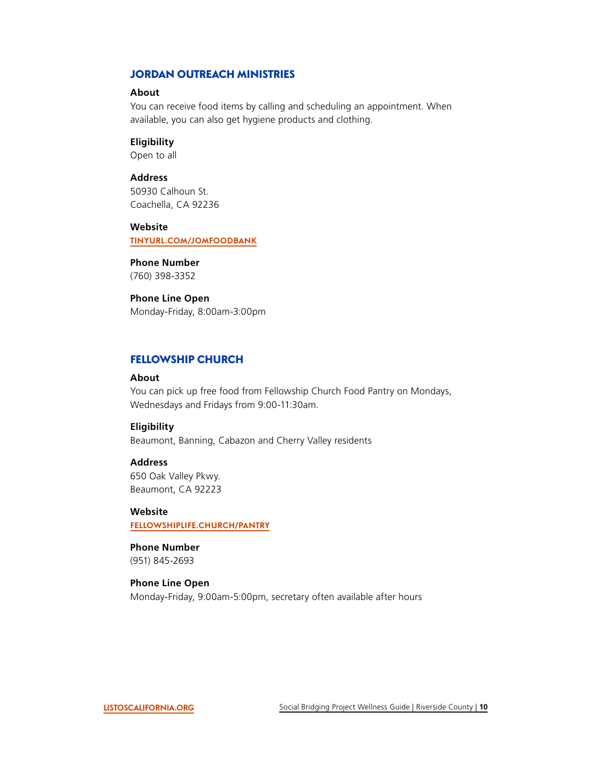## JORDAN OUTREACH MINISTRIES

**About**
You can receive food items by calling and scheduling an appointment. When available, you can also get hygiene products and clothing.

**Eligibility**
Open to all

**Address**
50930 Calhoun St.
Coachella, CA 92236

**Website**
TINYURL.COM/JOMFOODBANK

**Phone Number**
(760) 398-3352

**Phone Line Open**
Monday-Friday, 8:00am-3:00pm

## FELLOWSHIP CHURCH

**About**
You can pick up free food from Fellowship Church Food Pantry on Mondays, Wednesdays and Fridays from 9:00-11:30am.

**Eligibility**
Beaumont, Banning, Cabazon and Cherry Valley residents

**Address**
650 Oak Valley Pkwy.
Beaumont, CA 92223

**Website**
FELLOWSHIPLIFE.CHURCH/PANTRY

**Phone Number**
(951) 845-2693

**Phone Line Open**
Monday-Friday, 9:00am-5:00pm, secretary often available after hours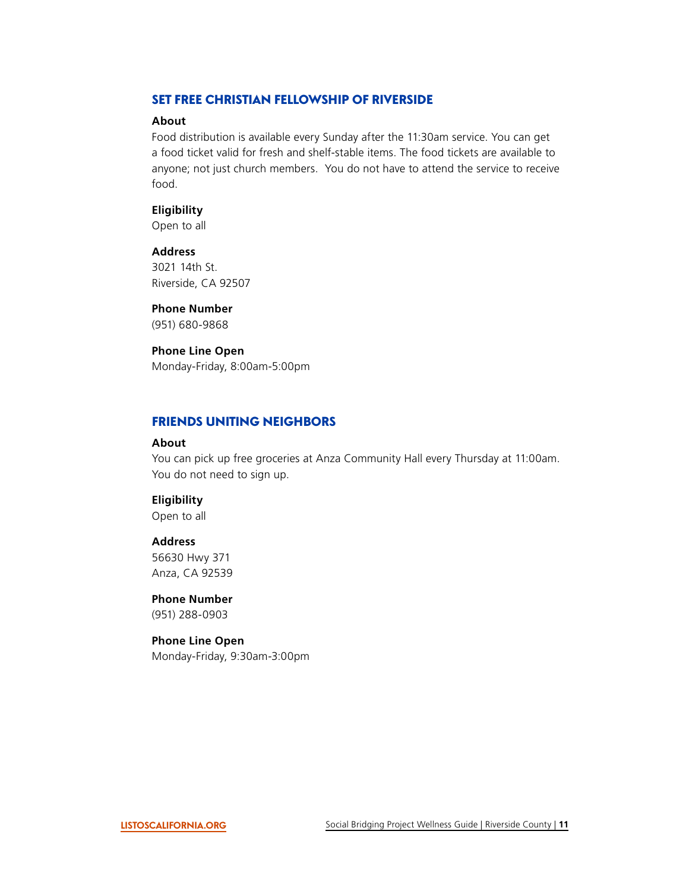## SET FREE CHRISTIAN FELLOWSHIP OF RIVERSIDE

**About**

Food distribution is available every Sunday after the 11:30am service. You can get a food ticket valid for fresh and shelf-stable items. The food tickets are available to anyone; not just church members. You do not have to attend the service to receive food.

**Eligibility**

Open to all

**Address**

3021 14th St.
Riverside, CA 92507

**Phone Number**

(951) 680-9868

**Phone Line Open**

Monday-Friday, 8:00am-5:00pm

## FRIENDS UNITING NEIGHBORS

**About**

You can pick up free groceries at Anza Community Hall every Thursday at 11:00am. You do not need to sign up.

**Eligibility**

Open to all

**Address**

56630 Hwy 371
Anza, CA 92539

**Phone Number**

(951) 288-0903

**Phone Line Open**

Monday-Friday, 9:30am-3:00pm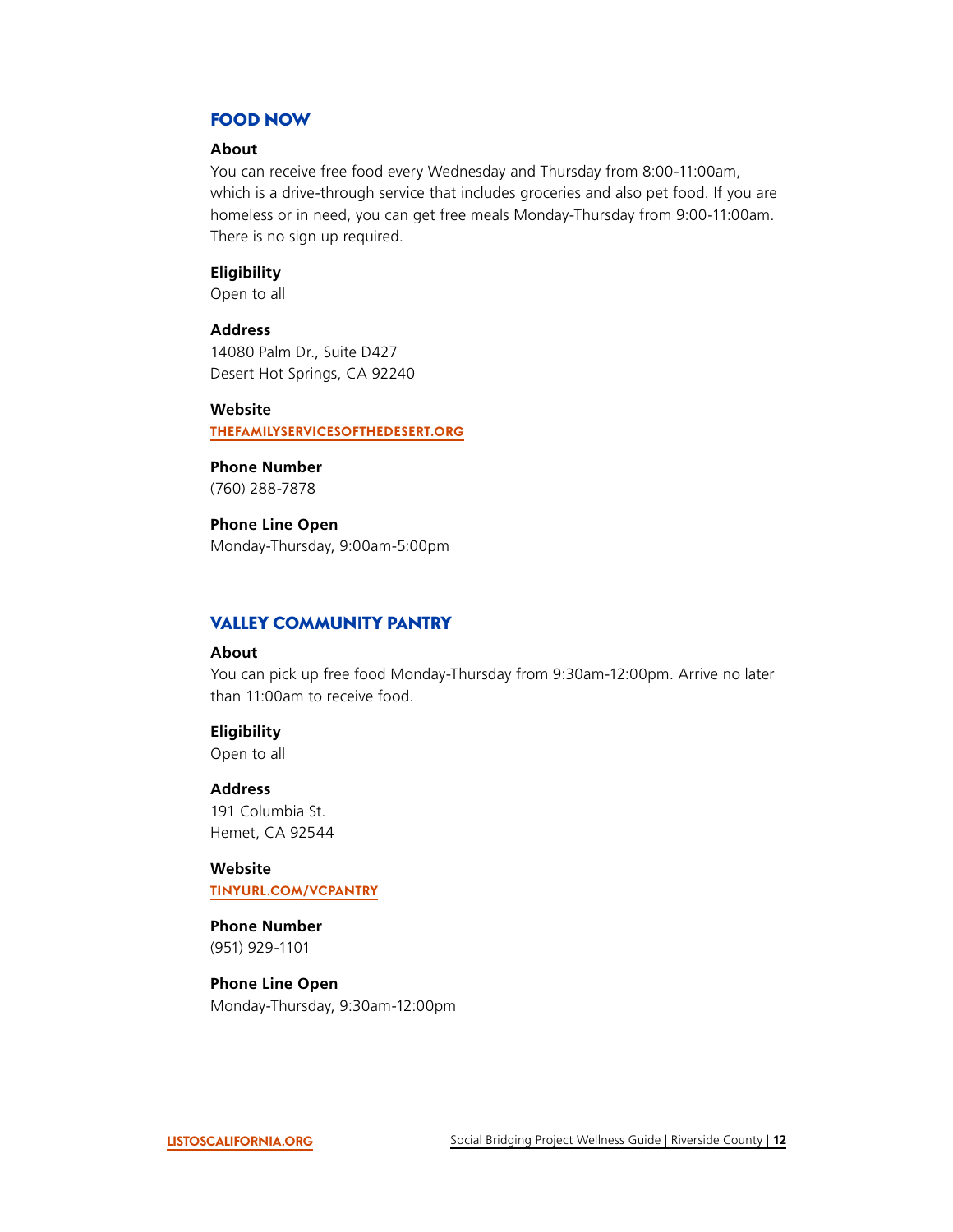## FOOD NOW

**About**

You can receive free food every Wednesday and Thursday from 8:00-11:00am, which is a drive-through service that includes groceries and also pet food. If you are homeless or in need, you can get free meals Monday-Thursday from 9:00-11:00am. There is no sign up required.

**Eligibility**

Open to all

**Address**

14080 Palm Dr., Suite D427
Desert Hot Springs, CA 92240

**Website**

THEFAMILYSERVICESOFTHEDESERT.ORG

**Phone Number**

(760) 288-7878

**Phone Line Open**

Monday-Thursday, 9:00am-5:00pm

## VALLEY COMMUNITY PANTRY

**About**

You can pick up free food Monday-Thursday from 9:30am-12:00pm. Arrive no later than 11:00am to receive food.

**Eligibility**

Open to all

**Address**

191 Columbia St.
Hemet, CA 92544

**Website**

TINYURL.COM/VCPANTRY

**Phone Number**

(951) 929-1101

**Phone Line Open**

Monday-Thursday, 9:30am-12:00pm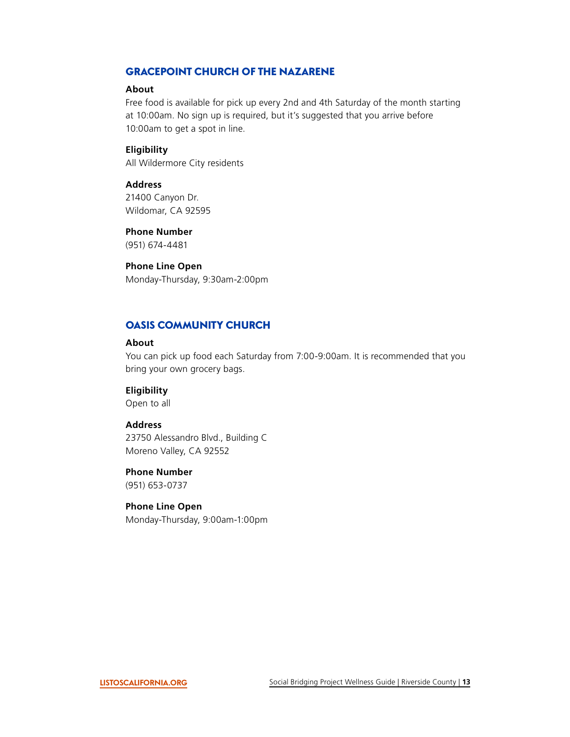## GRACEPOINT CHURCH OF THE NAZARENE

**About**

Free food is available for pick up every 2nd and 4th Saturday of the month starting at 10:00am. No sign up is required, but it's suggested that you arrive before 10:00am to get a spot in line.

**Eligibility**

All Wildermore City residents

**Address**

21400 Canyon Dr.
Wildomar, CA 92595

**Phone Number**

(951) 674-4481

**Phone Line Open**

Monday-Thursday, 9:30am-2:00pm

## OASIS COMMUNITY CHURCH

**About**

You can pick up food each Saturday from 7:00-9:00am. It is recommended that you bring your own grocery bags.

**Eligibility**

Open to all

**Address**

23750 Alessandro Blvd., Building C
Moreno Valley, CA 92552

**Phone Number**

(951) 653-0737

**Phone Line Open**

Monday-Thursday, 9:00am-1:00pm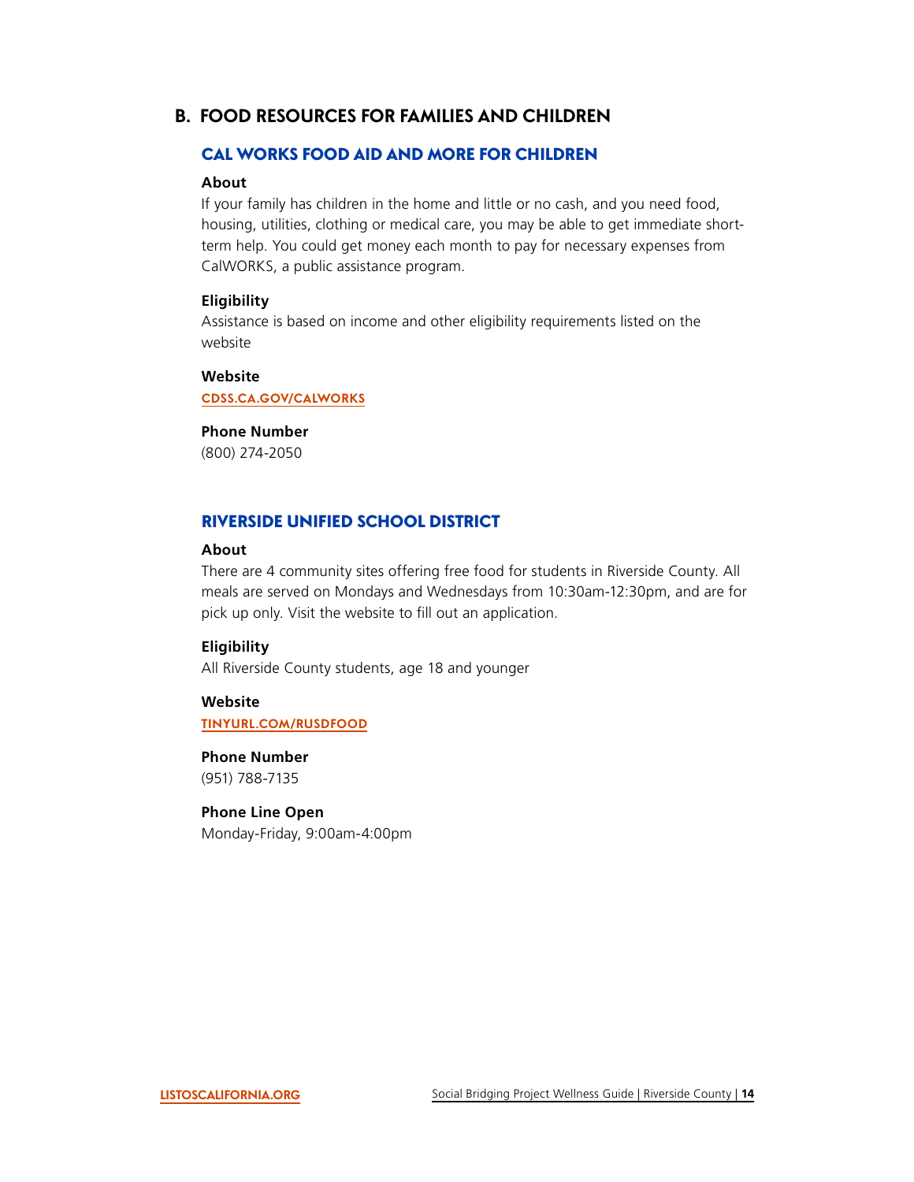## B. FOOD RESOURCES FOR FAMILIES AND CHILDREN

### CAL WORKS FOOD AID AND MORE FOR CHILDREN

**About**

If your family has children in the home and little or no cash, and you need food, housing, utilities, clothing or medical care, you may be able to get immediate short-term help. You could get money each month to pay for necessary expenses from CalWORKS, a public assistance program.

**Eligibility**

Assistance is based on income and other eligibility requirements listed on the website

**Website**

CDSS.CA.GOV/CALWORKS

**Phone Number**

(800) 274-2050

### RIVERSIDE UNIFIED SCHOOL DISTRICT

**About**

There are 4 community sites offering free food for students in Riverside County. All meals are served on Mondays and Wednesdays from 10:30am-12:30pm, and are for pick up only. Visit the website to fill out an application.

**Eligibility**

All Riverside County students, age 18 and younger

**Website**

TINYURL.COM/RUSDFOOD

**Phone Number**

(951) 788-7135

**Phone Line Open**

Monday-Friday, 9:00am-4:00pm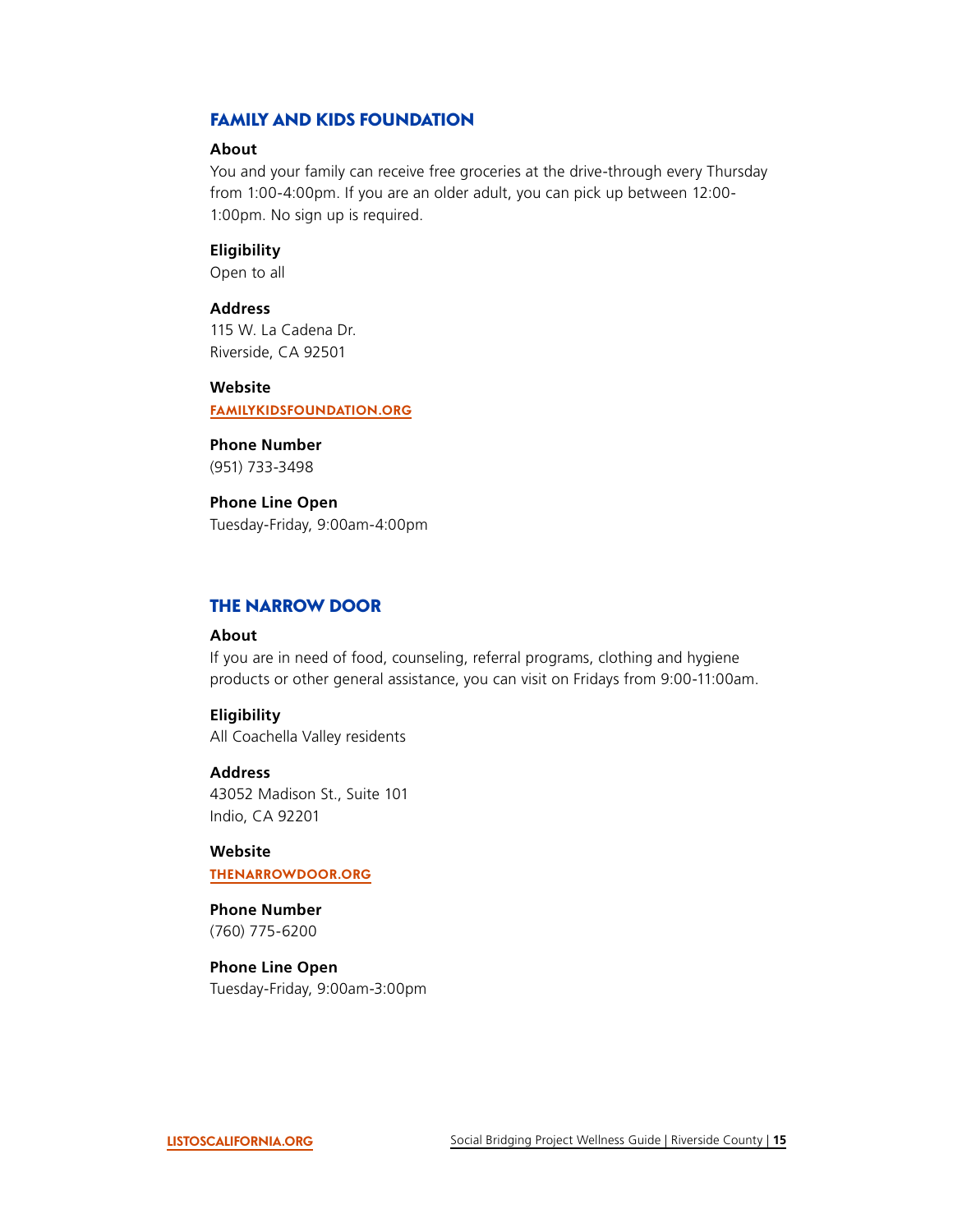## FAMILY AND KIDS FOUNDATION

**About**

You and your family can receive free groceries at the drive-through every Thursday from 1:00-4:00pm. If you are an older adult, you can pick up between 12:00-1:00pm. No sign up is required.

**Eligibility**

Open to all

**Address**

115 W. La Cadena Dr.
Riverside, CA 92501

**Website**

FAMILYKIDSFOUNDATION.ORG

**Phone Number**

(951) 733-3498

**Phone Line Open**

Tuesday-Friday, 9:00am-4:00pm

## THE NARROW DOOR

**About**

If you are in need of food, counseling, referral programs, clothing and hygiene products or other general assistance, you can visit on Fridays from 9:00-11:00am.

**Eligibility**

All Coachella Valley residents

**Address**

43052 Madison St., Suite 101
Indio, CA 92201

**Website**

THENARROWDOOR.ORG

**Phone Number**

(760) 775-6200

**Phone Line Open**

Tuesday-Friday, 9:00am-3:00pm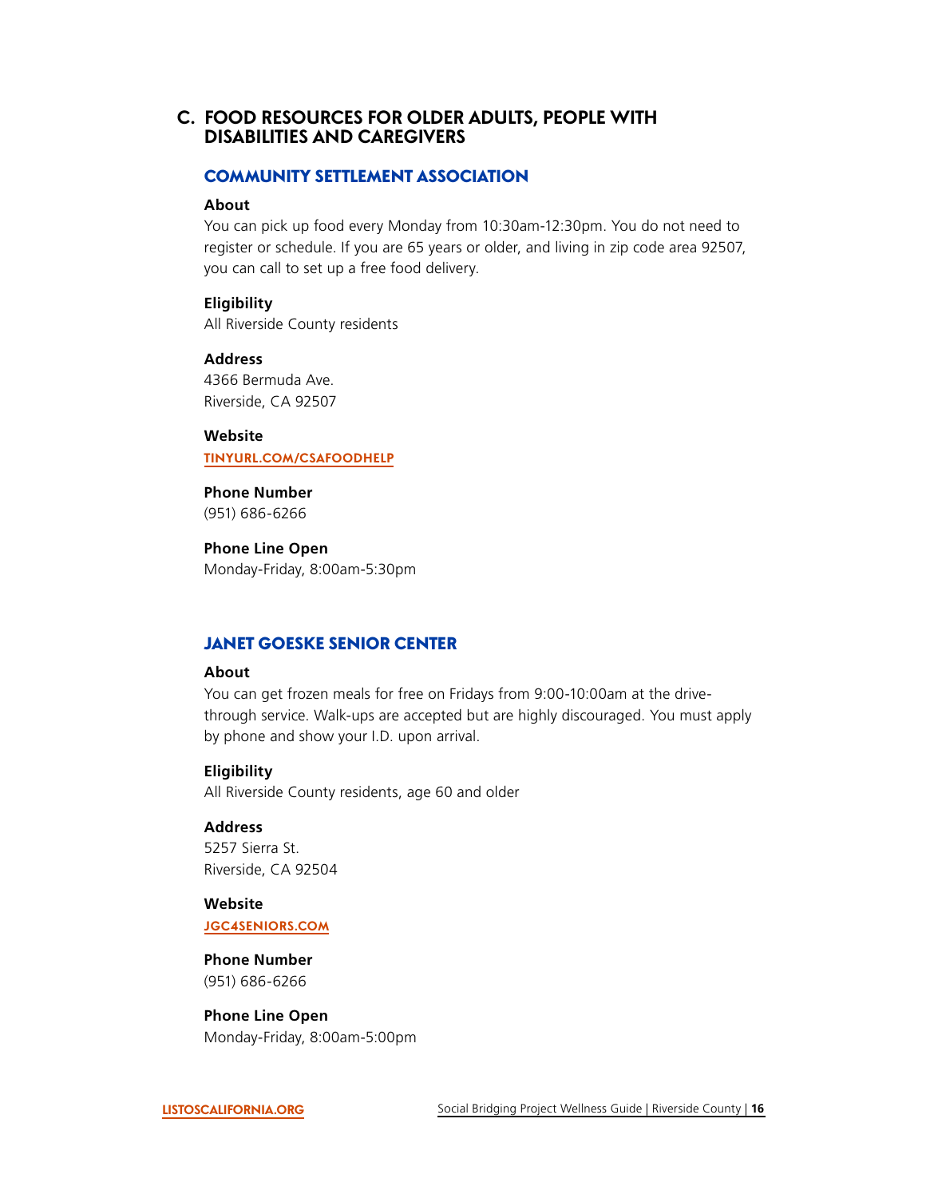## C. FOOD RESOURCES FOR OLDER ADULTS, PEOPLE WITH DISABILITIES AND CAREGIVERS

### COMMUNITY SETTLEMENT ASSOCIATION

**About**
You can pick up food every Monday from 10:30am-12:30pm. You do not need to register or schedule. If you are 65 years or older, and living in zip code area 92507, you can call to set up a free food delivery.

**Eligibility**
All Riverside County residents

**Address**
4366 Bermuda Ave.
Riverside, CA 92507

**Website**
TINYURL.COM/CSAFOODHELP

**Phone Number**
(951) 686-6266

**Phone Line Open**
Monday-Friday, 8:00am-5:30pm

### JANET GOESKE SENIOR CENTER

**About**
You can get frozen meals for free on Fridays from 9:00-10:00am at the drive-through service. Walk-ups are accepted but are highly discouraged. You must apply by phone and show your I.D. upon arrival.

**Eligibility**
All Riverside County residents, age 60 and older

**Address**
5257 Sierra St.
Riverside, CA 92504

**Website**
JGC4SENIORS.COM

**Phone Number**
(951) 686-6266

**Phone Line Open**
Monday-Friday, 8:00am-5:00pm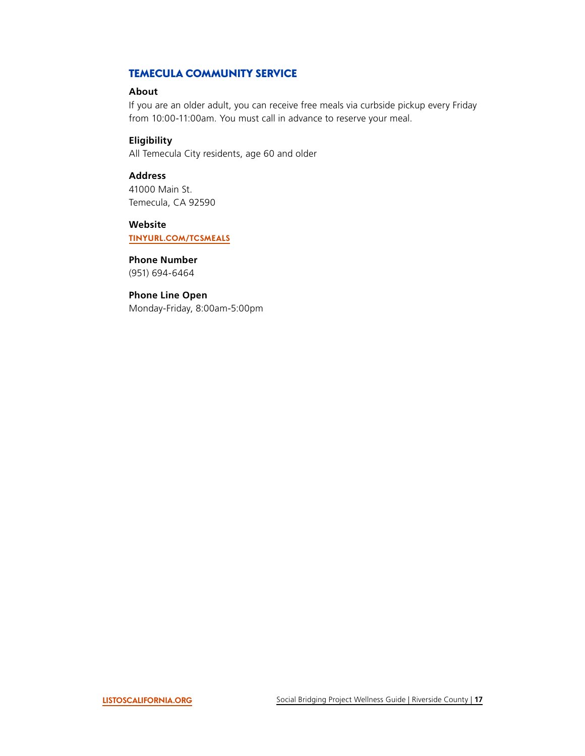## TEMECULA COMMUNITY SERVICE

**About**

If you are an older adult, you can receive free meals via curbside pickup every Friday from 10:00-11:00am. You must call in advance to reserve your meal.

**Eligibility**

All Temecula City residents, age 60 and older

**Address**

41000 Main St.
Temecula, CA 92590

**Website**

TINYURL.COM/TCSMEALS

**Phone Number**

(951) 694-6464

**Phone Line Open**

Monday-Friday, 8:00am-5:00pm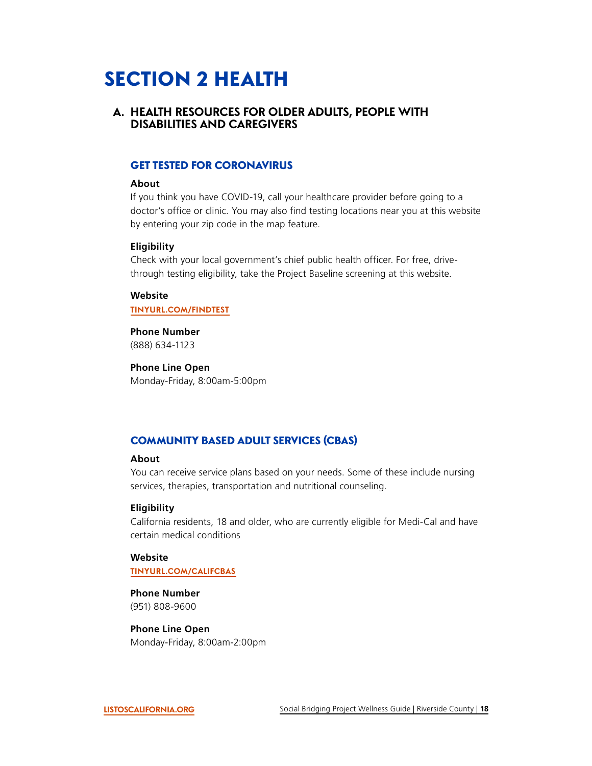# SECTION 2 HEALTH

## A. HEALTH RESOURCES FOR OLDER ADULTS, PEOPLE WITH DISABILITIES AND CAREGIVERS

### GET TESTED FOR CORONAVIRUS

**About**

If you think you have COVID-19, call your healthcare provider before going to a doctor's office or clinic. You may also find testing locations near you at this website by entering your zip code in the map feature.

**Eligibility**

Check with your local government's chief public health officer. For free, drive-through testing eligibility, take the Project Baseline screening at this website.

**Website**

TINYURL.COM/FINDTEST

**Phone Number**

(888) 634-1123

**Phone Line Open**

Monday-Friday, 8:00am-5:00pm

### COMMUNITY BASED ADULT SERVICES (CBAS)

**About**

You can receive service plans based on your needs. Some of these include nursing services, therapies, transportation and nutritional counseling.

**Eligibility**

California residents, 18 and older, who are currently eligible for Medi-Cal and have certain medical conditions

**Website**

TINYURL.COM/CALIFCBAS

**Phone Number**

(951) 808-9600

**Phone Line Open**

Monday-Friday, 8:00am-2:00pm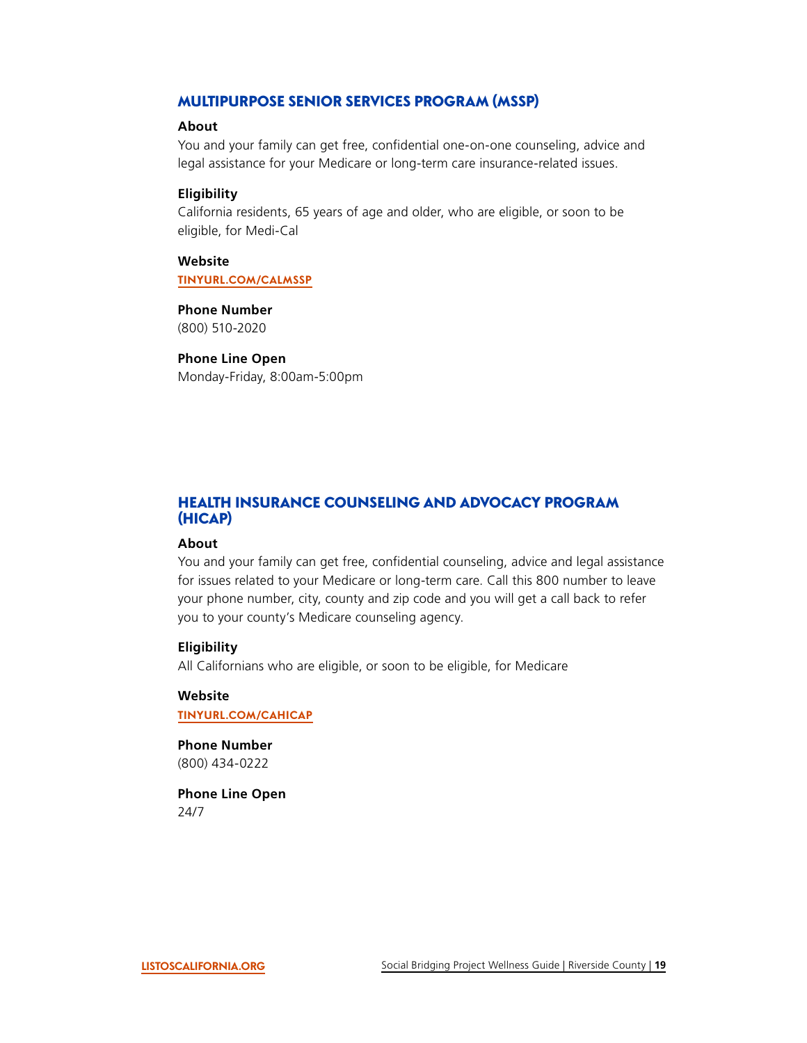## MULTIPURPOSE SENIOR SERVICES PROGRAM (MSSP)

**About**

You and your family can get free, confidential one-on-one counseling, advice and legal assistance for your Medicare or long-term care insurance-related issues.

**Eligibility**

California residents, 65 years of age and older, who are eligible, or soon to be eligible, for Medi-Cal

**Website**

TINYURL.COM/CALMSSP

**Phone Number**

(800) 510-2020

**Phone Line Open**

Monday-Friday, 8:00am-5:00pm

## HEALTH INSURANCE COUNSELING AND ADVOCACY PROGRAM (HICAP)

**About**

You and your family can get free, confidential counseling, advice and legal assistance for issues related to your Medicare or long-term care. Call this 800 number to leave your phone number, city, county and zip code and you will get a call back to refer you to your county's Medicare counseling agency.

**Eligibility**

All Californians who are eligible, or soon to be eligible, for Medicare

**Website**

TINYURL.COM/CAHICAP

**Phone Number**

(800) 434-0222

**Phone Line Open**

24/7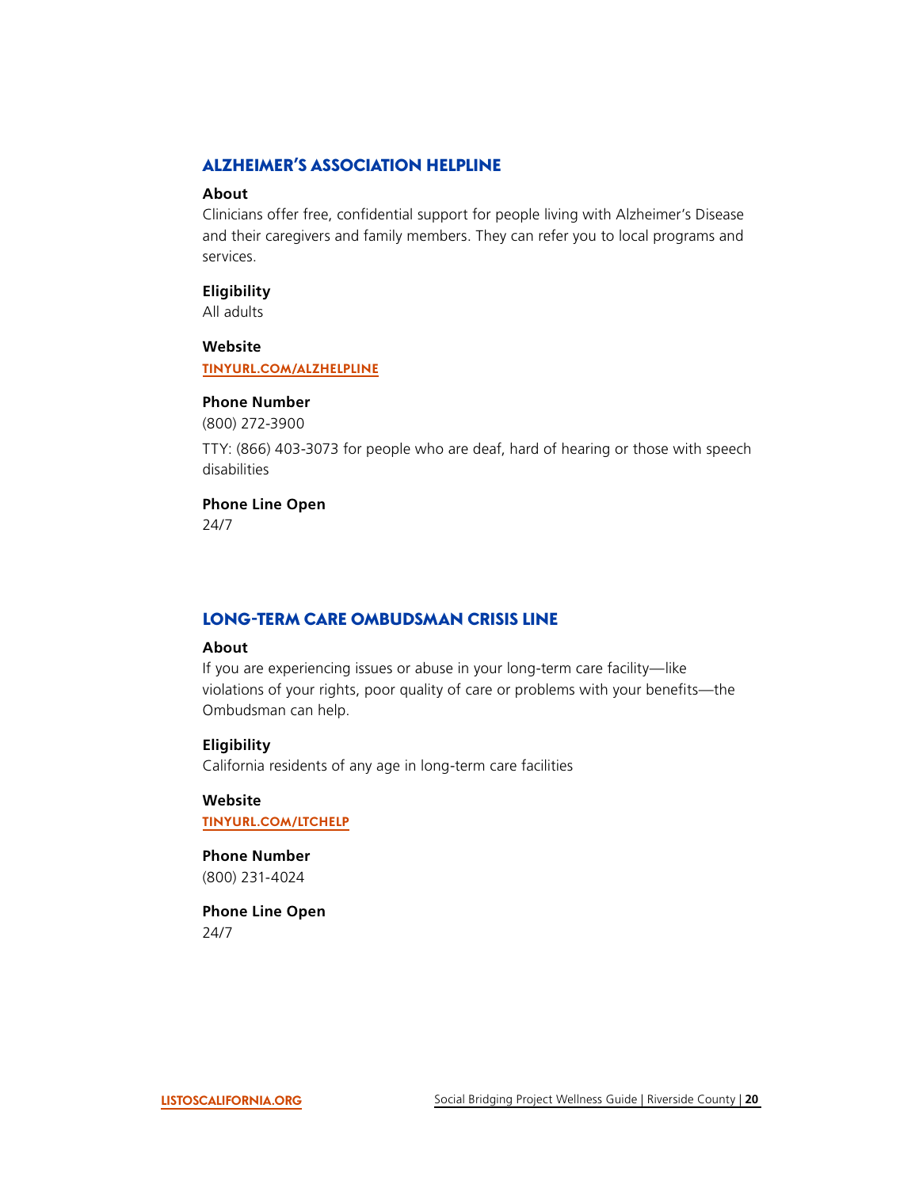## ALZHEIMER'S ASSOCIATION HELPLINE

**About**

Clinicians offer free, confidential support for people living with Alzheimer's Disease and their caregivers and family members. They can refer you to local programs and services.

**Eligibility**

All adults

**Website**

TINYURL.COM/ALZHELPLINE

**Phone Number**

(800) 272-3900

TTY: (866) 403-3073 for people who are deaf, hard of hearing or those with speech disabilities

**Phone Line Open**

24/7

## LONG-TERM CARE OMBUDSMAN CRISIS LINE

**About**

If you are experiencing issues or abuse in your long-term care facility—like violations of your rights, poor quality of care or problems with your benefits—the Ombudsman can help.

**Eligibility**

California residents of any age in long-term care facilities

**Website**

TINYURL.COM/LTCHELP

**Phone Number**

(800) 231-4024

**Phone Line Open**

24/7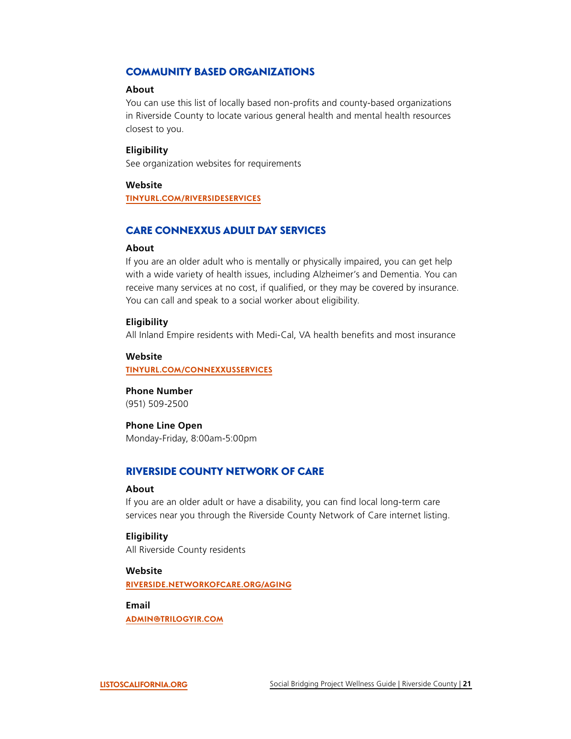## COMMUNITY BASED ORGANIZATIONS

**About**

You can use this list of locally based non-profits and county-based organizations in Riverside County to locate various general health and mental health resources closest to you.

**Eligibility**

See organization websites for requirements

**Website**

TINYURL.COM/RIVERSIDESERVICES

## CARE CONNEXXUS ADULT DAY SERVICES

**About**

If you are an older adult who is mentally or physically impaired, you can get help with a wide variety of health issues, including Alzheimer's and Dementia. You can receive many services at no cost, if qualified, or they may be covered by insurance. You can call and speak to a social worker about eligibility.

**Eligibility**

All Inland Empire residents with Medi-Cal, VA health benefits and most insurance

**Website**

TINYURL.COM/CONNEXXUSSERVICES

**Phone Number**

(951) 509-2500

**Phone Line Open**

Monday-Friday, 8:00am-5:00pm

## RIVERSIDE COUNTY NETWORK OF CARE

**About**

If you are an older adult or have a disability, you can find local long-term care services near you through the Riverside County Network of Care internet listing.

**Eligibility**

All Riverside County residents

**Website**

RIVERSIDE.NETWORKOFCARE.ORG/AGING

**Email**

ADMIN@TRILOGYIR.COM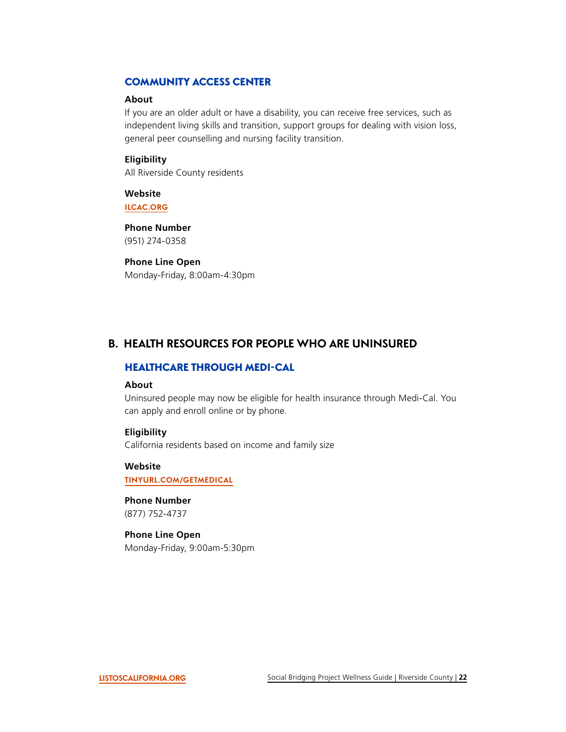### COMMUNITY ACCESS CENTER

**About**

If you are an older adult or have a disability, you can receive free services, such as independent living skills and transition, support groups for dealing with vision loss, general peer counselling and nursing facility transition.

**Eligibility**

All Riverside County residents

**Website**

ILCAC.ORG

**Phone Number**

(951) 274-0358

**Phone Line Open**

Monday-Friday, 8:00am-4:30pm

## B. HEALTH RESOURCES FOR PEOPLE WHO ARE UNINSURED

### HEALTHCARE THROUGH MEDI-CAL

**About**

Uninsured people may now be eligible for health insurance through Medi-Cal. You can apply and enroll online or by phone.

**Eligibility**

California residents based on income and family size

**Website**

TINYURL.COM/GETMEDICAL

**Phone Number**

(877) 752-4737

**Phone Line Open**

Monday-Friday, 9:00am-5:30pm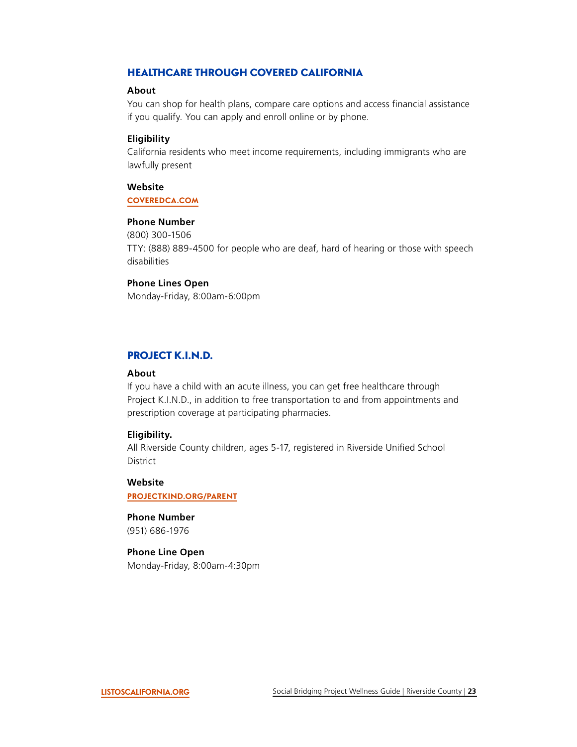## HEALTHCARE THROUGH COVERED CALIFORNIA

**About**

You can shop for health plans, compare care options and access financial assistance if you qualify. You can apply and enroll online or by phone.

**Eligibility**

California residents who meet income requirements, including immigrants who are lawfully present

**Website**

COVEREDCA.COM

**Phone Number**

(800) 300-1506

TTY: (888) 889-4500 for people who are deaf, hard of hearing or those with speech disabilities

**Phone Lines Open**

Monday-Friday, 8:00am-6:00pm

## PROJECT K.I.N.D.

**About**

If you have a child with an acute illness, you can get free healthcare through Project K.I.N.D., in addition to free transportation to and from appointments and prescription coverage at participating pharmacies.

**Eligibility.**

All Riverside County children, ages 5-17, registered in Riverside Unified School District

**Website**

PROJECTKIND.ORG/PARENT

**Phone Number**

(951) 686-1976

**Phone Line Open**

Monday-Friday, 8:00am-4:30pm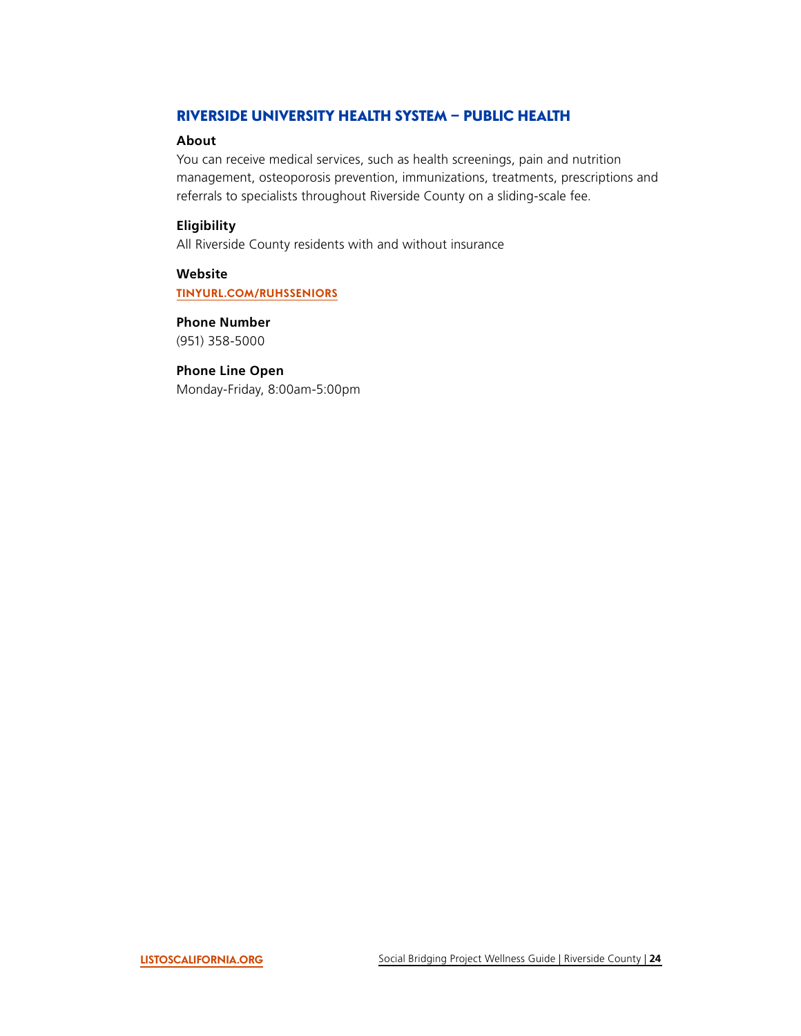## RIVERSIDE UNIVERSITY HEALTH SYSTEM – PUBLIC HEALTH

**About**

You can receive medical services, such as health screenings, pain and nutrition management, osteoporosis prevention, immunizations, treatments, prescriptions and referrals to specialists throughout Riverside County on a sliding-scale fee.

**Eligibility**

All Riverside County residents with and without insurance

**Website**

TINYURL.COM/RUHSSENIORS

**Phone Number**

(951) 358-5000

**Phone Line Open**

Monday-Friday, 8:00am-5:00pm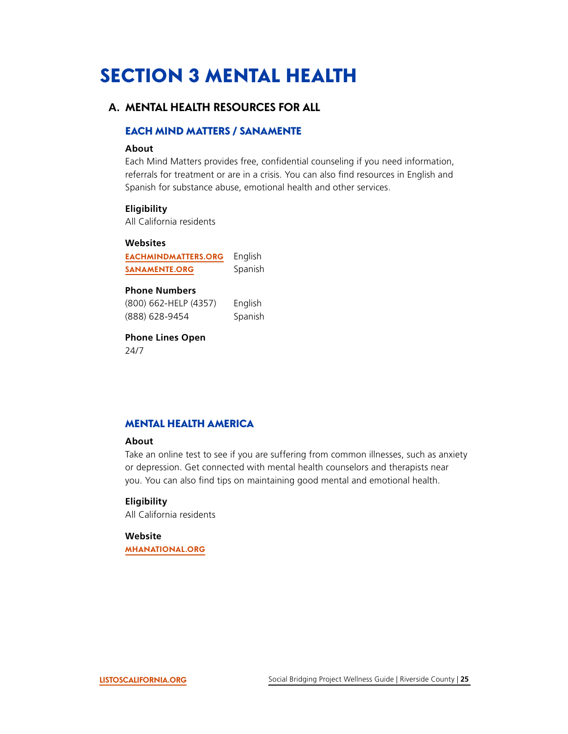# SECTION 3 MENTAL HEALTH

## A. MENTAL HEALTH RESOURCES FOR ALL

### EACH MIND MATTERS / SANAMENTE

**About**

Each Mind Matters provides free, confidential counseling if you need information, referrals for treatment or are in a crisis. You can also find resources in English and Spanish for substance abuse, emotional health and other services.

**Eligibility**

All California residents

**Websites**

| | |
|---|---|
| EACHMINDMATTERS.ORG | English |
| SANAMENTE.ORG | Spanish |

**Phone Numbers**

| | |
|---|---|
| (800) 662-HELP (4357) | English |
| (888) 628-9454 | Spanish |

**Phone Lines Open**

24/7

### MENTAL HEALTH AMERICA

**About**

Take an online test to see if you are suffering from common illnesses, such as anxiety or depression. Get connected with mental health counselors and therapists near you. You can also find tips on maintaining good mental and emotional health.

**Eligibility**

All California residents

**Website**

MHANATIONAL.ORG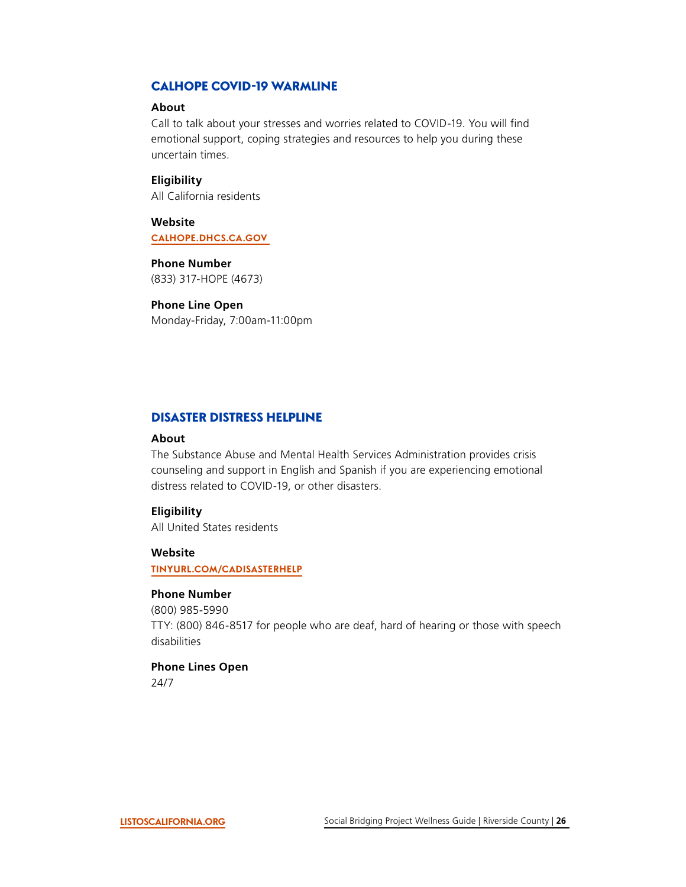## CALHOPE COVID-19 WARMLINE

**About**

Call to talk about your stresses and worries related to COVID-19. You will find emotional support, coping strategies and resources to help you during these uncertain times.

**Eligibility**

All California residents

**Website**

CALHOPE.DHCS.CA.GOV

**Phone Number**

(833) 317-HOPE (4673)

**Phone Line Open**

Monday-Friday, 7:00am-11:00pm

## DISASTER DISTRESS HELPLINE

**About**

The Substance Abuse and Mental Health Services Administration provides crisis counseling and support in English and Spanish if you are experiencing emotional distress related to COVID-19, or other disasters.

**Eligibility**

All United States residents

**Website**

TINYURL.COM/CADISASTERHELP

**Phone Number**

(800) 985-5990

TTY: (800) 846-8517 for people who are deaf, hard of hearing or those with speech disabilities

**Phone Lines Open**

24/7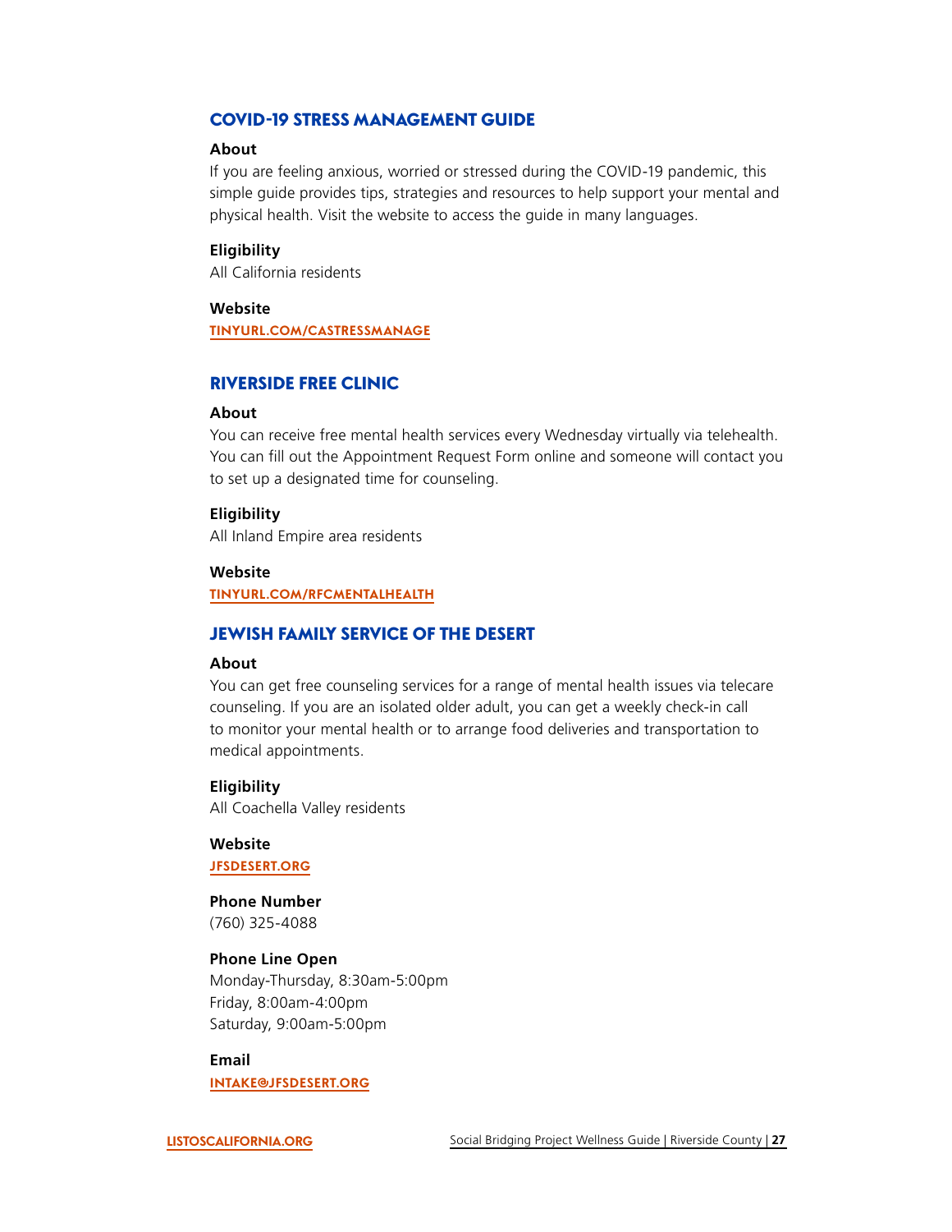## COVID-19 STRESS MANAGEMENT GUIDE

**About**

If you are feeling anxious, worried or stressed during the COVID-19 pandemic, this simple guide provides tips, strategies and resources to help support your mental and physical health. Visit the website to access the guide in many languages.

**Eligibility**

All California residents

**Website**

TINYURL.COM/CASTRESSMANAGE

## RIVERSIDE FREE CLINIC

**About**

You can receive free mental health services every Wednesday virtually via telehealth. You can fill out the Appointment Request Form online and someone will contact you to set up a designated time for counseling.

**Eligibility**

All Inland Empire area residents

**Website**

TINYURL.COM/RFCMENTALHEALTH

## JEWISH FAMILY SERVICE OF THE DESERT

**About**

You can get free counseling services for a range of mental health issues via telecare counseling. If you are an isolated older adult, you can get a weekly check-in call to monitor your mental health or to arrange food deliveries and transportation to medical appointments.

**Eligibility**

All Coachella Valley residents

**Website**

JFSDESERT.ORG

**Phone Number**

(760) 325-4088

**Phone Line Open**

Monday-Thursday, 8:30am-5:00pm
Friday, 8:00am-4:00pm
Saturday, 9:00am-5:00pm

**Email**

INTAKE@JFSDESERT.ORG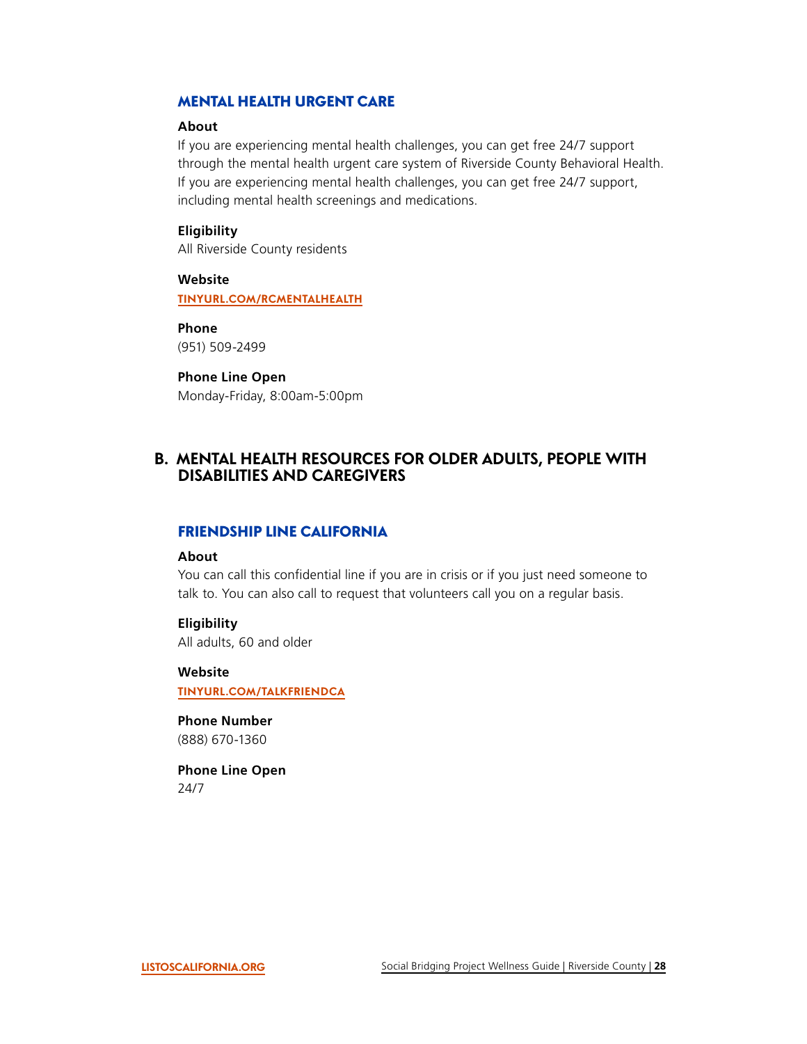### MENTAL HEALTH URGENT CARE

**About**
If you are experiencing mental health challenges, you can get free 24/7 support through the mental health urgent care system of Riverside County Behavioral Health. If you are experiencing mental health challenges, you can get free 24/7 support, including mental health screenings and medications.

**Eligibility**
All Riverside County residents

**Website**
TINYURL.COM/RCMENTALHEALTH

**Phone**
(951) 509-2499

**Phone Line Open**
Monday-Friday, 8:00am-5:00pm

## B. MENTAL HEALTH RESOURCES FOR OLDER ADULTS, PEOPLE WITH DISABILITIES AND CAREGIVERS

### FRIENDSHIP LINE CALIFORNIA

**About**
You can call this confidential line if you are in crisis or if you just need someone to talk to. You can also call to request that volunteers call you on a regular basis.

**Eligibility**
All adults, 60 and older

**Website**
TINYURL.COM/TALKFRIENDCA

**Phone Number**
(888) 670-1360

**Phone Line Open**
24/7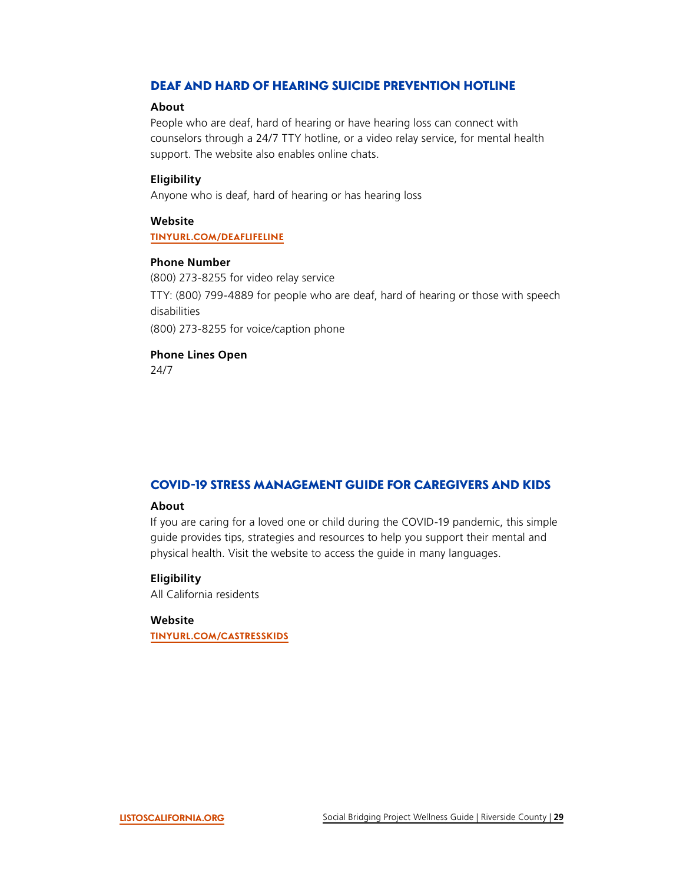## DEAF AND HARD OF HEARING SUICIDE PREVENTION HOTLINE

**About**

People who are deaf, hard of hearing or have hearing loss can connect with counselors through a 24/7 TTY hotline, or a video relay service, for mental health support. The website also enables online chats.

**Eligibility**

Anyone who is deaf, hard of hearing or has hearing loss

**Website**

TINYURL.COM/DEAFLIFELINE

**Phone Number**

(800) 273-8255 for video relay service

TTY: (800) 799-4889 for people who are deaf, hard of hearing or those with speech disabilities

(800) 273-8255 for voice/caption phone

**Phone Lines Open**

24/7

## COVID-19 STRESS MANAGEMENT GUIDE FOR CAREGIVERS AND KIDS

**About**

If you are caring for a loved one or child during the COVID-19 pandemic, this simple guide provides tips, strategies and resources to help you support their mental and physical health. Visit the website to access the guide in many languages.

**Eligibility**

All California residents

**Website**

TINYURL.COM/CASTRESSKIDS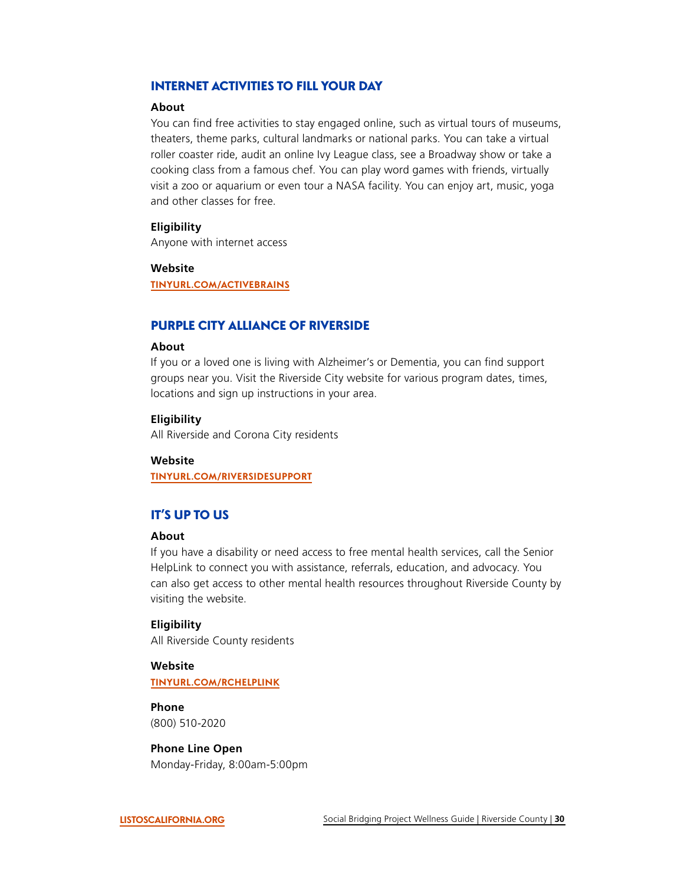## INTERNET ACTIVITIES TO FILL YOUR DAY

**About**

You can find free activities to stay engaged online, such as virtual tours of museums, theaters, theme parks, cultural landmarks or national parks. You can take a virtual roller coaster ride, audit an online Ivy League class, see a Broadway show or take a cooking class from a famous chef. You can play word games with friends, virtually visit a zoo or aquarium or even tour a NASA facility. You can enjoy art, music, yoga and other classes for free.

**Eligibility**

Anyone with internet access

**Website**

TINYURL.COM/ACTIVEBRAINS

## PURPLE CITY ALLIANCE OF RIVERSIDE

**About**

If you or a loved one is living with Alzheimer's or Dementia, you can find support groups near you. Visit the Riverside City website for various program dates, times, locations and sign up instructions in your area.

**Eligibility**

All Riverside and Corona City residents

**Website**

TINYURL.COM/RIVERSIDESUPPORT

## IT'S UP TO US

**About**

If you have a disability or need access to free mental health services, call the Senior HelpLink to connect you with assistance, referrals, education, and advocacy. You can also get access to other mental health resources throughout Riverside County by visiting the website.

**Eligibility**

All Riverside County residents

**Website**

TINYURL.COM/RCHELPLINK

**Phone**

(800) 510-2020

**Phone Line Open**

Monday-Friday, 8:00am-5:00pm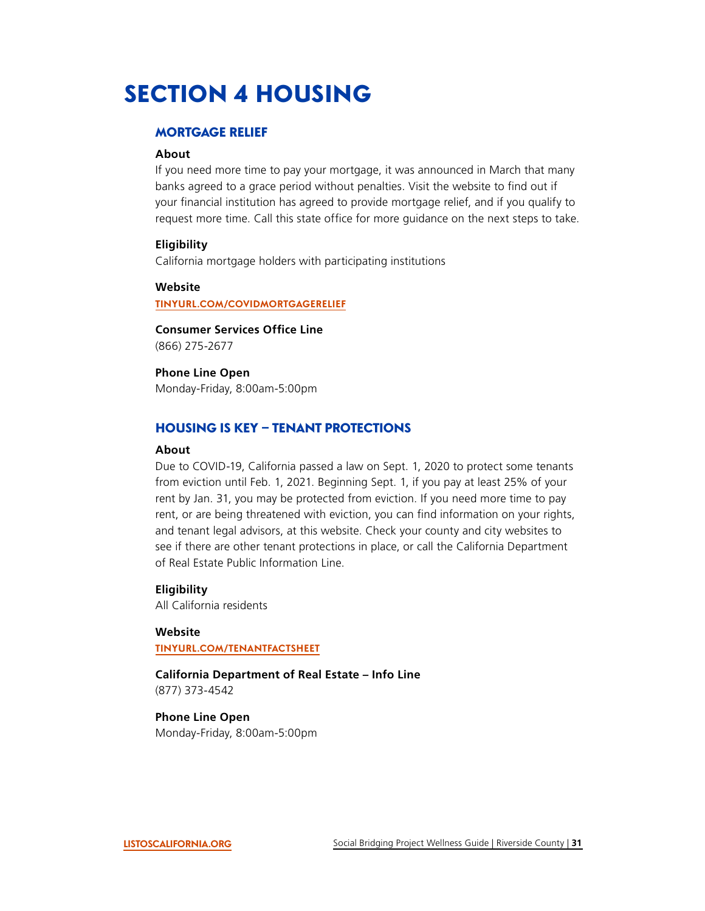# SECTION 4 HOUSING

## MORTGAGE RELIEF

**About**

If you need more time to pay your mortgage, it was announced in March that many banks agreed to a grace period without penalties. Visit the website to find out if your financial institution has agreed to provide mortgage relief, and if you qualify to request more time. Call this state office for more guidance on the next steps to take.

**Eligibility**

California mortgage holders with participating institutions

**Website**

TINYURL.COM/COVIDMORTGAGERELIEF

**Consumer Services Office Line**

(866) 275-2677

**Phone Line Open**

Monday-Friday, 8:00am-5:00pm

## HOUSING IS KEY – TENANT PROTECTIONS

**About**

Due to COVID-19, California passed a law on Sept. 1, 2020 to protect some tenants from eviction until Feb. 1, 2021. Beginning Sept. 1, if you pay at least 25% of your rent by Jan. 31, you may be protected from eviction. If you need more time to pay rent, or are being threatened with eviction, you can find information on your rights, and tenant legal advisors, at this website. Check your county and city websites to see if there are other tenant protections in place, or call the California Department of Real Estate Public Information Line.

**Eligibility**

All California residents

**Website**

TINYURL.COM/TENANTFACTSHEET

**California Department of Real Estate – Info Line**

(877) 373-4542

**Phone Line Open**

Monday-Friday, 8:00am-5:00pm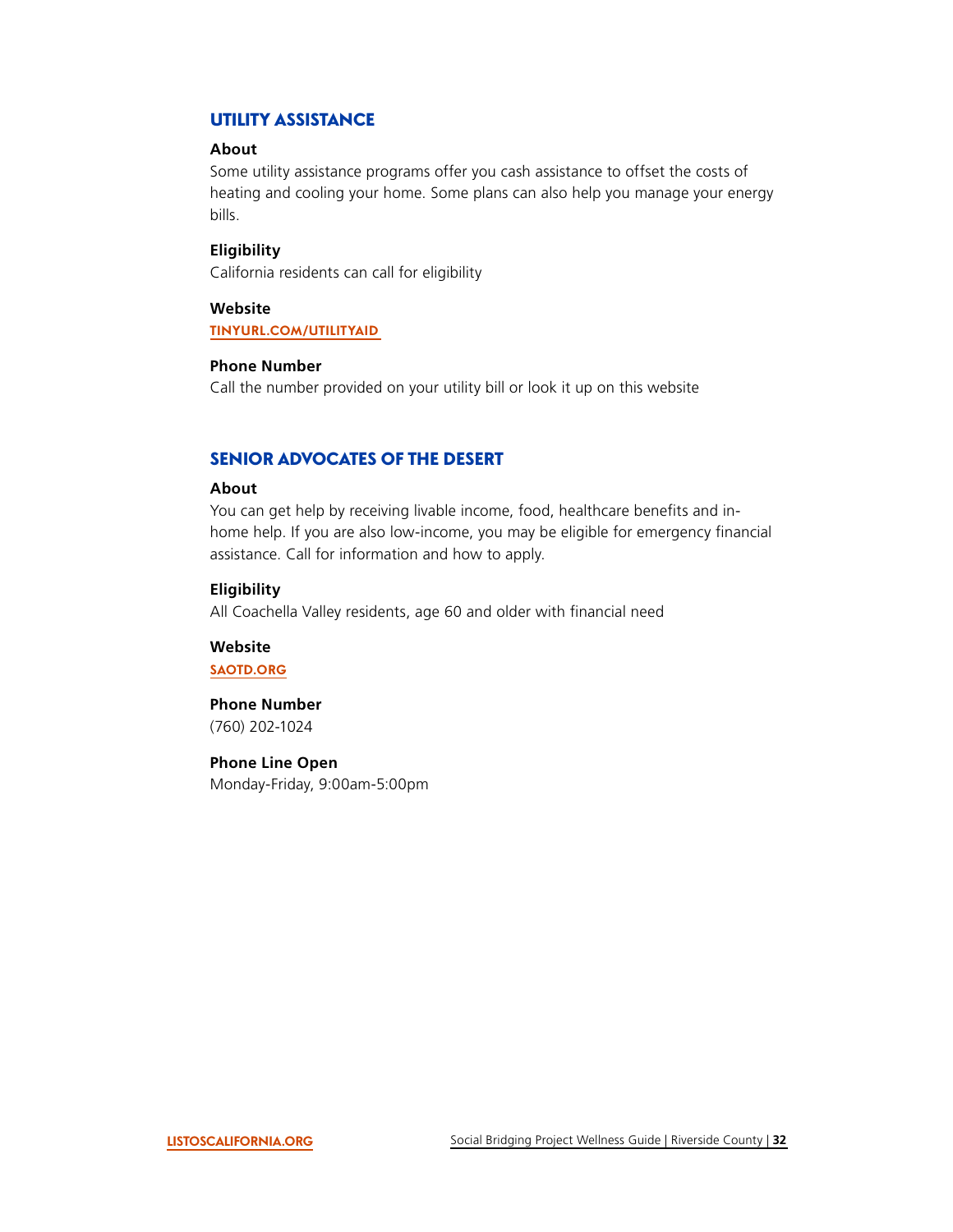## UTILITY ASSISTANCE

**About**

Some utility assistance programs offer you cash assistance to offset the costs of heating and cooling your home. Some plans can also help you manage your energy bills.

**Eligibility**

California residents can call for eligibility

**Website**

TINYURL.COM/UTILITYAID

**Phone Number**

Call the number provided on your utility bill or look it up on this website

## SENIOR ADVOCATES OF THE DESERT

**About**

You can get help by receiving livable income, food, healthcare benefits and in-home help. If you are also low-income, you may be eligible for emergency financial assistance. Call for information and how to apply.

**Eligibility**

All Coachella Valley residents, age 60 and older with financial need

**Website**

SAOTD.ORG

**Phone Number**

(760) 202-1024

**Phone Line Open**

Monday-Friday, 9:00am-5:00pm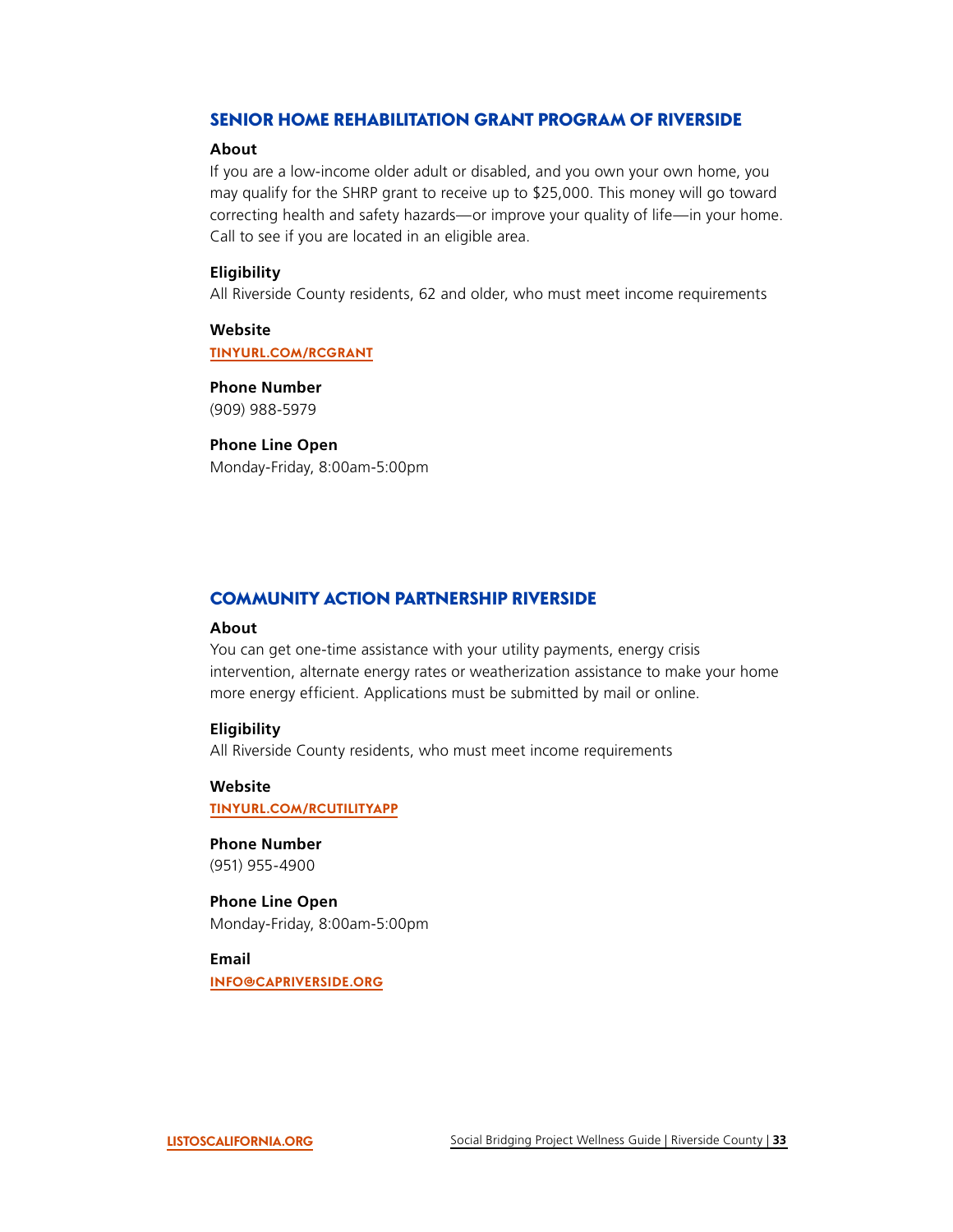## SENIOR HOME REHABILITATION GRANT PROGRAM OF RIVERSIDE

**About**

If you are a low-income older adult or disabled, and you own your own home, you may qualify for the SHRP grant to receive up to $25,000. This money will go toward correcting health and safety hazards—or improve your quality of life—in your home. Call to see if you are located in an eligible area.

**Eligibility**

All Riverside County residents, 62 and older, who must meet income requirements

**Website**

TINYURL.COM/RCGRANT

**Phone Number**

(909) 988-5979

**Phone Line Open**

Monday-Friday, 8:00am-5:00pm

## COMMUNITY ACTION PARTNERSHIP RIVERSIDE

**About**

You can get one-time assistance with your utility payments, energy crisis intervention, alternate energy rates or weatherization assistance to make your home more energy efficient. Applications must be submitted by mail or online.

**Eligibility**

All Riverside County residents, who must meet income requirements

**Website**

TINYURL.COM/RCUTILITYAPP

**Phone Number**

(951) 955-4900

**Phone Line Open**

Monday-Friday, 8:00am-5:00pm

**Email**

INFO@CAPRIVERSIDE.ORG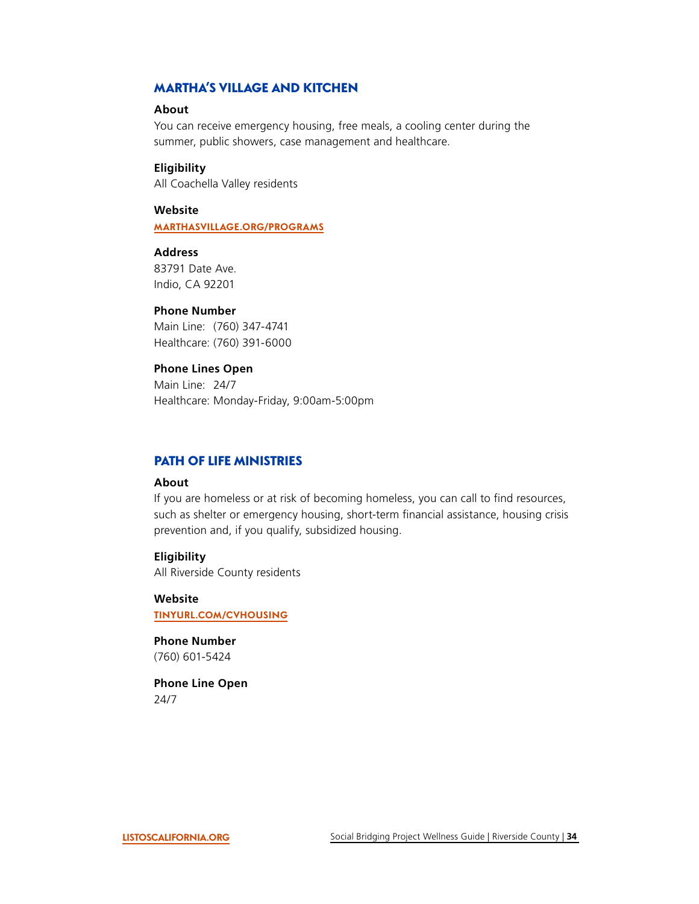## MARTHA'S VILLAGE AND KITCHEN

**About**

You can receive emergency housing, free meals, a cooling center during the summer, public showers, case management and healthcare.

**Eligibility**

All Coachella Valley residents

**Website**

MARTHASVILLAGE.ORG/PROGRAMS

**Address**

83791 Date Ave.
Indio, CA 92201

**Phone Number**

Main Line: (760) 347-4741
Healthcare: (760) 391-6000

**Phone Lines Open**

Main Line: 24/7
Healthcare: Monday-Friday, 9:00am-5:00pm

## PATH OF LIFE MINISTRIES

**About**

If you are homeless or at risk of becoming homeless, you can call to find resources, such as shelter or emergency housing, short-term financial assistance, housing crisis prevention and, if you qualify, subsidized housing.

**Eligibility**

All Riverside County residents

**Website**

TINYURL.COM/CVHOUSING

**Phone Number**

(760) 601-5424

**Phone Line Open**

24/7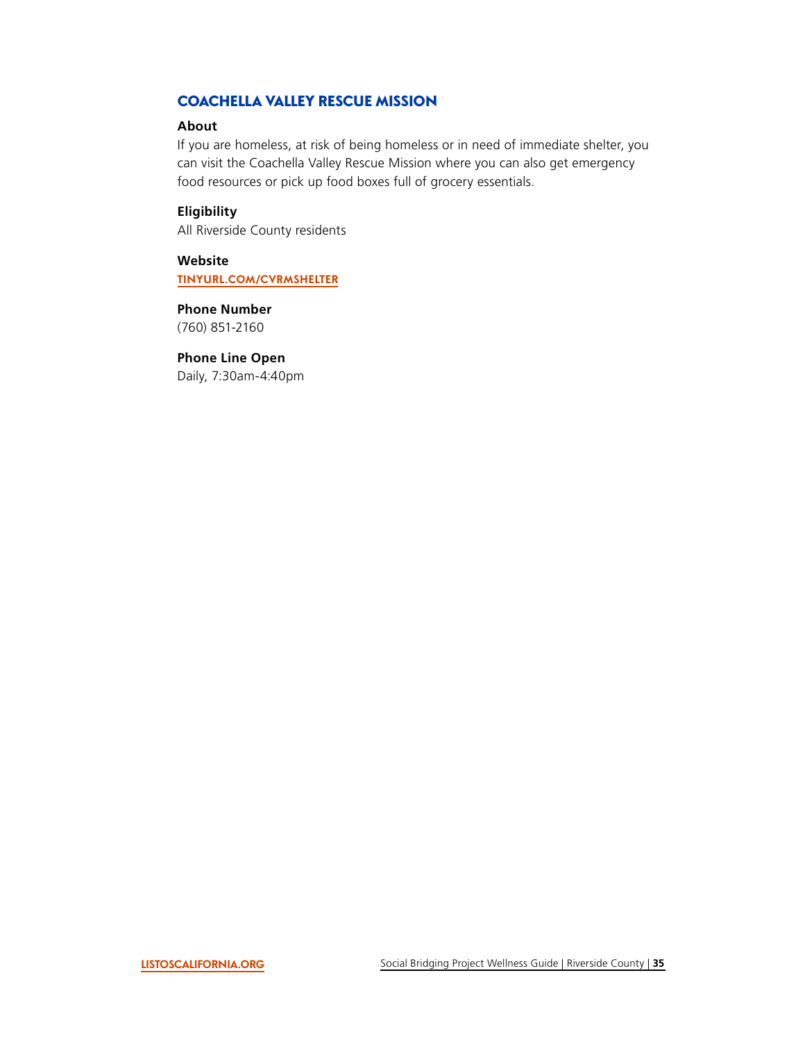## COACHELLA VALLEY RESCUE MISSION

**About**

If you are homeless, at risk of being homeless or in need of immediate shelter, you can visit the Coachella Valley Rescue Mission where you can also get emergency food resources or pick up food boxes full of grocery essentials.

**Eligibility**

All Riverside County residents

**Website**

TINYURL.COM/CVRMSHELTER

**Phone Number**

(760) 851-2160

**Phone Line Open**

Daily, 7:30am-4:40pm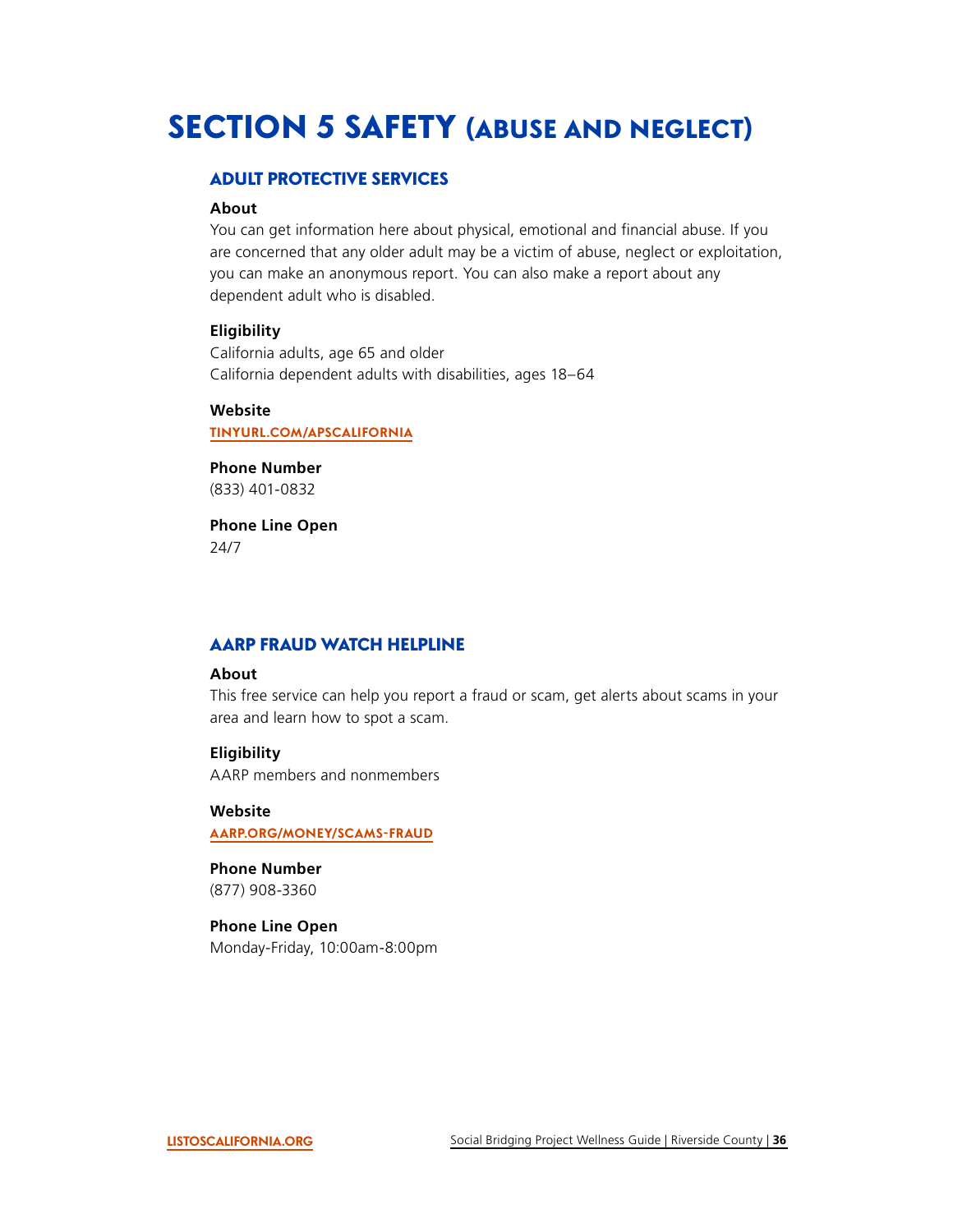# SECTION 5 SAFETY (ABUSE AND NEGLECT)

## ADULT PROTECTIVE SERVICES

**About**

You can get information here about physical, emotional and financial abuse. If you are concerned that any older adult may be a victim of abuse, neglect or exploitation, you can make an anonymous report. You can also make a report about any dependent adult who is disabled.

**Eligibility**

California adults, age 65 and older
California dependent adults with disabilities, ages 18–64

**Website**

TINYURL.COM/APSCALIFORNIA

**Phone Number**

(833) 401-0832

**Phone Line Open**

24/7

## AARP FRAUD WATCH HELPLINE

**About**

This free service can help you report a fraud or scam, get alerts about scams in your area and learn how to spot a scam.

**Eligibility**

AARP members and nonmembers

**Website**

AARP.ORG/MONEY/SCAMS-FRAUD

**Phone Number**

(877) 908-3360

**Phone Line Open**

Monday-Friday, 10:00am-8:00pm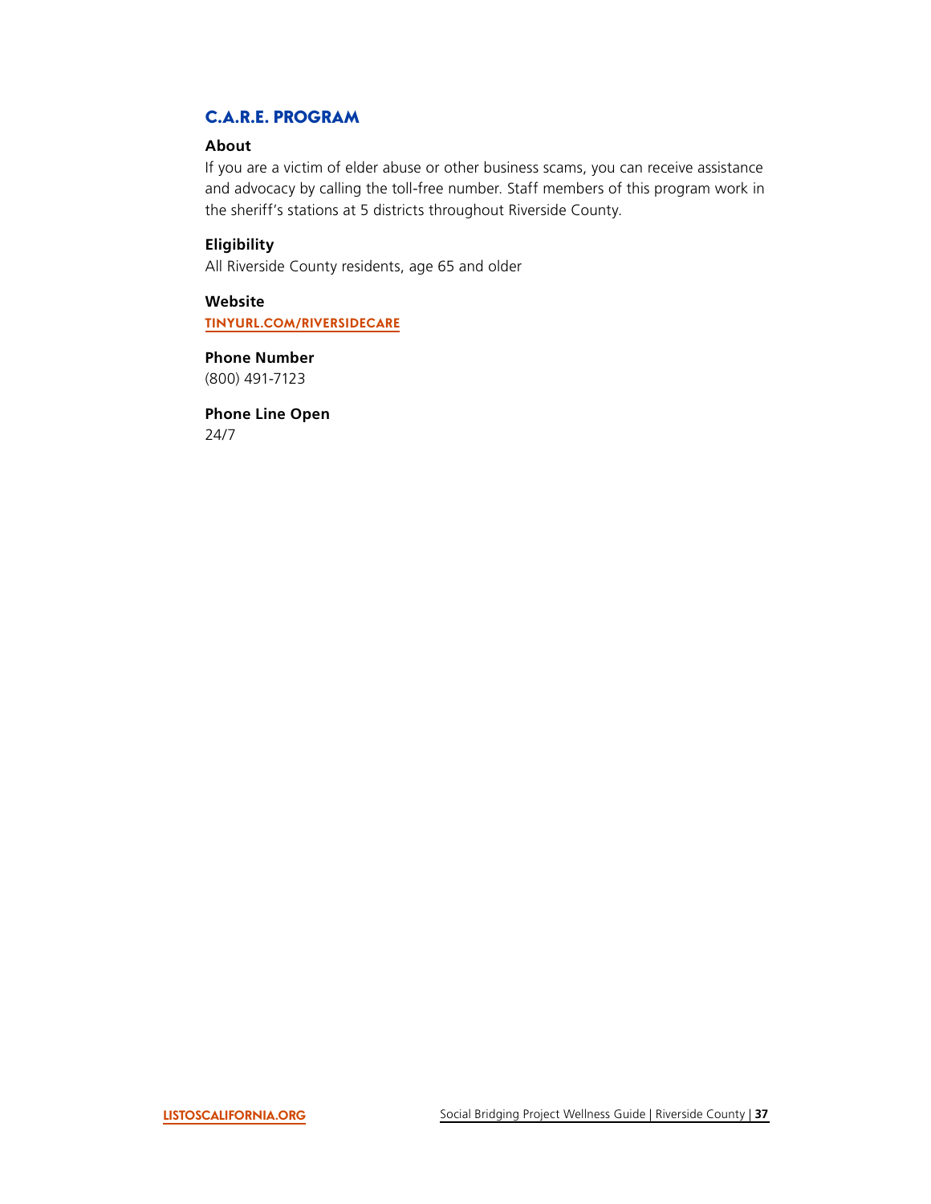## C.A.R.E. PROGRAM

**About**

If you are a victim of elder abuse or other business scams, you can receive assistance and advocacy by calling the toll-free number. Staff members of this program work in the sheriff's stations at 5 districts throughout Riverside County.

**Eligibility**

All Riverside County residents, age 65 and older

**Website**

TINYURL.COM/RIVERSIDECARE

**Phone Number**

(800) 491-7123

**Phone Line Open**

24/7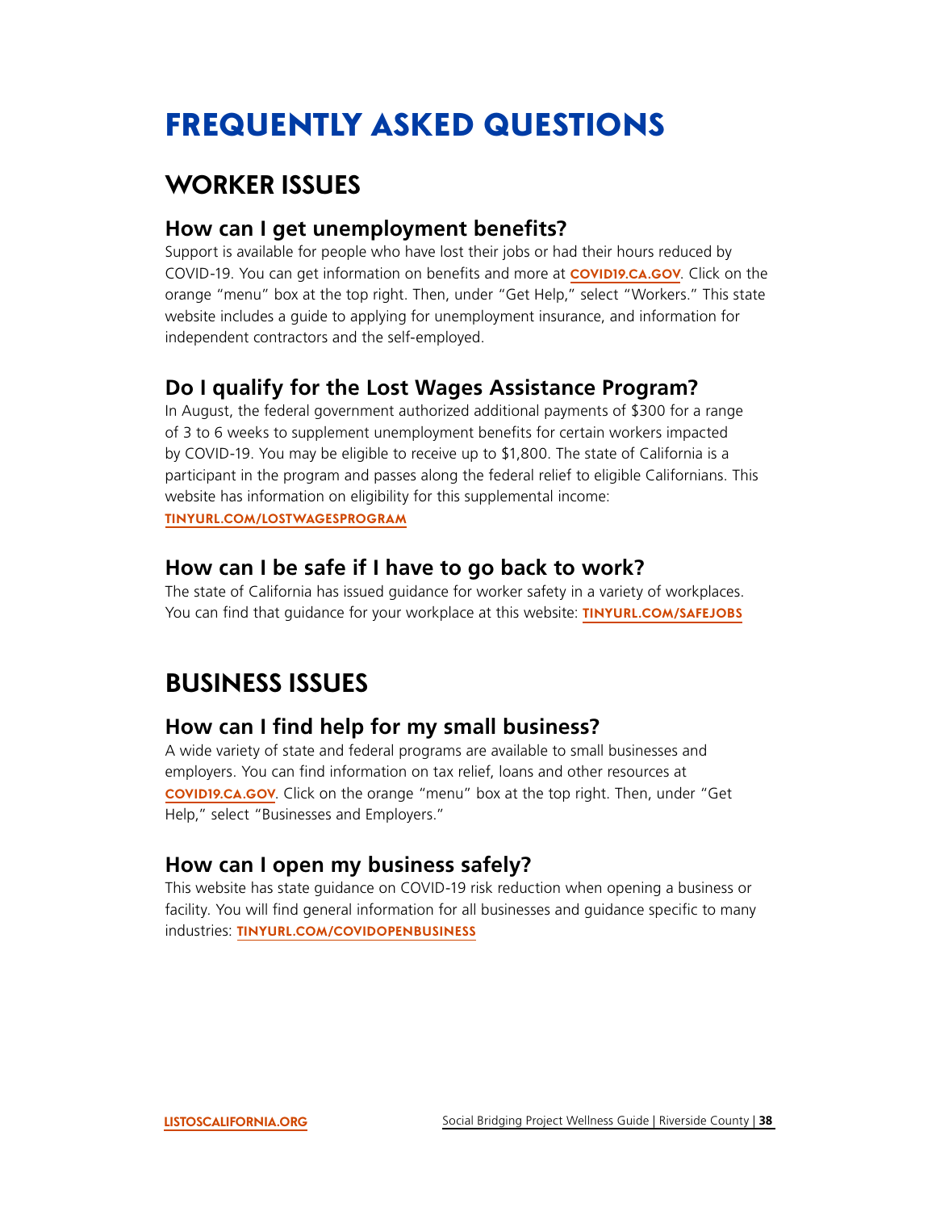# FREQUENTLY ASKED QUESTIONS

## WORKER ISSUES

### How can I get unemployment benefits?

Support is available for people who have lost their jobs or had their hours reduced by COVID-19. You can get information on benefits and more at **COVID19.CA.GOV**. Click on the orange "menu" box at the top right. Then, under "Get Help," select "Workers." This state website includes a guide to applying for unemployment insurance, and information for independent contractors and the self-employed.

### Do I qualify for the Lost Wages Assistance Program?

In August, the federal government authorized additional payments of $300 for a range of 3 to 6 weeks to supplement unemployment benefits for certain workers impacted by COVID-19. You may be eligible to receive up to $1,800. The state of California is a participant in the program and passes along the federal relief to eligible Californians. This website has information on eligibility for this supplemental income: **TINYURL.COM/LOSTWAGESPROGRAM**

### How can I be safe if I have to go back to work?

The state of California has issued guidance for worker safety in a variety of workplaces. You can find that guidance for your workplace at this website: **TINYURL.COM/SAFEJOBS**

## BUSINESS ISSUES

### How can I find help for my small business?

A wide variety of state and federal programs are available to small businesses and employers. You can find information on tax relief, loans and other resources at **COVID19.CA.GOV**. Click on the orange "menu" box at the top right. Then, under "Get Help," select "Businesses and Employers."

### How can I open my business safely?

This website has state guidance on COVID-19 risk reduction when opening a business or facility. You will find general information for all businesses and guidance specific to many industries: **TINYURL.COM/COVIDOPENBUSINESS**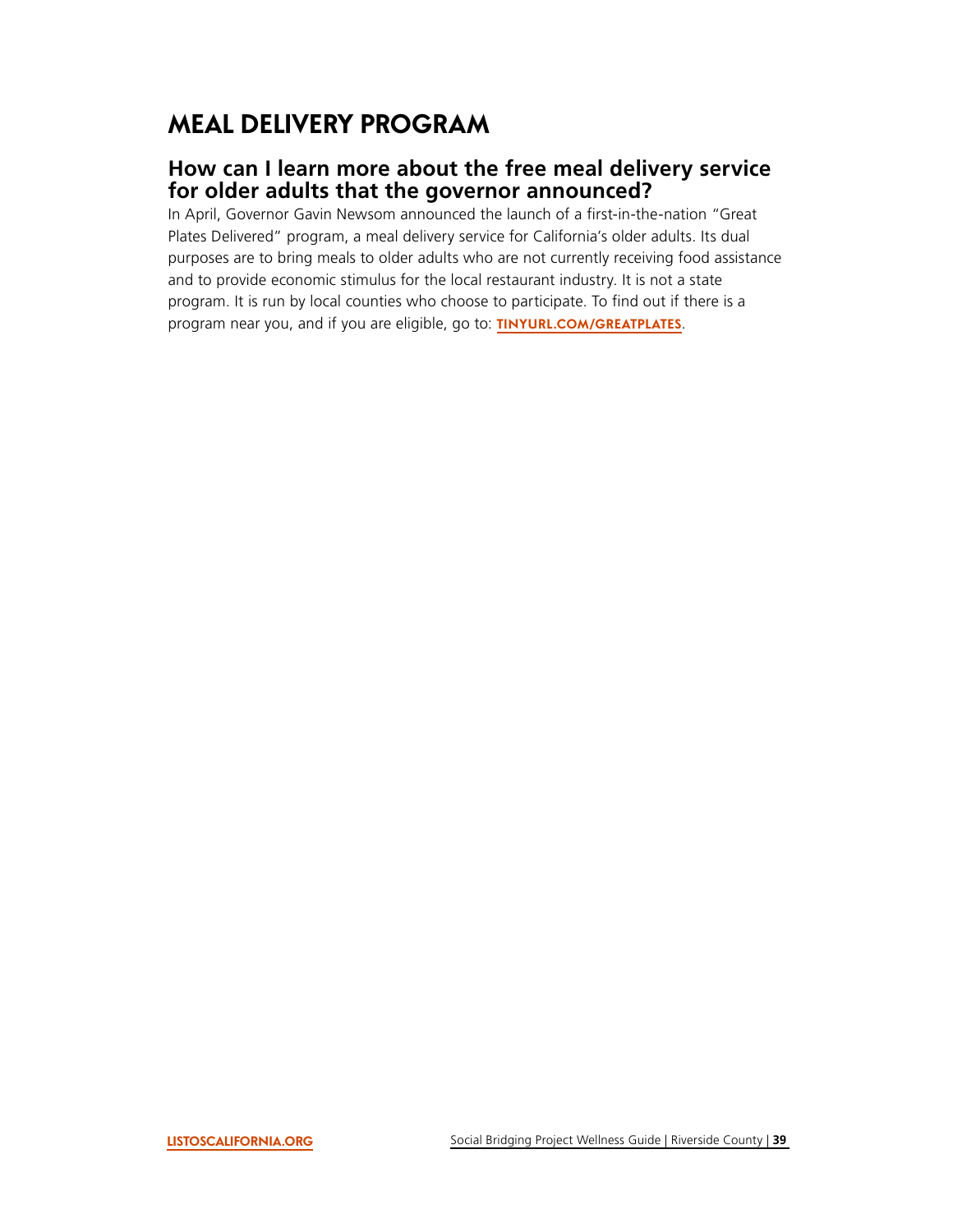# MEAL DELIVERY PROGRAM

## How can I learn more about the free meal delivery service for older adults that the governor announced?

In April, Governor Gavin Newsom announced the launch of a first-in-the-nation "Great Plates Delivered" program, a meal delivery service for California's older adults. Its dual purposes are to bring meals to older adults who are not currently receiving food assistance and to provide economic stimulus for the local restaurant industry. It is not a state program. It is run by local counties who choose to participate. To find out if there is a program near you, and if you are eligible, go to: **TINYURL.COM/GREATPLATES**.